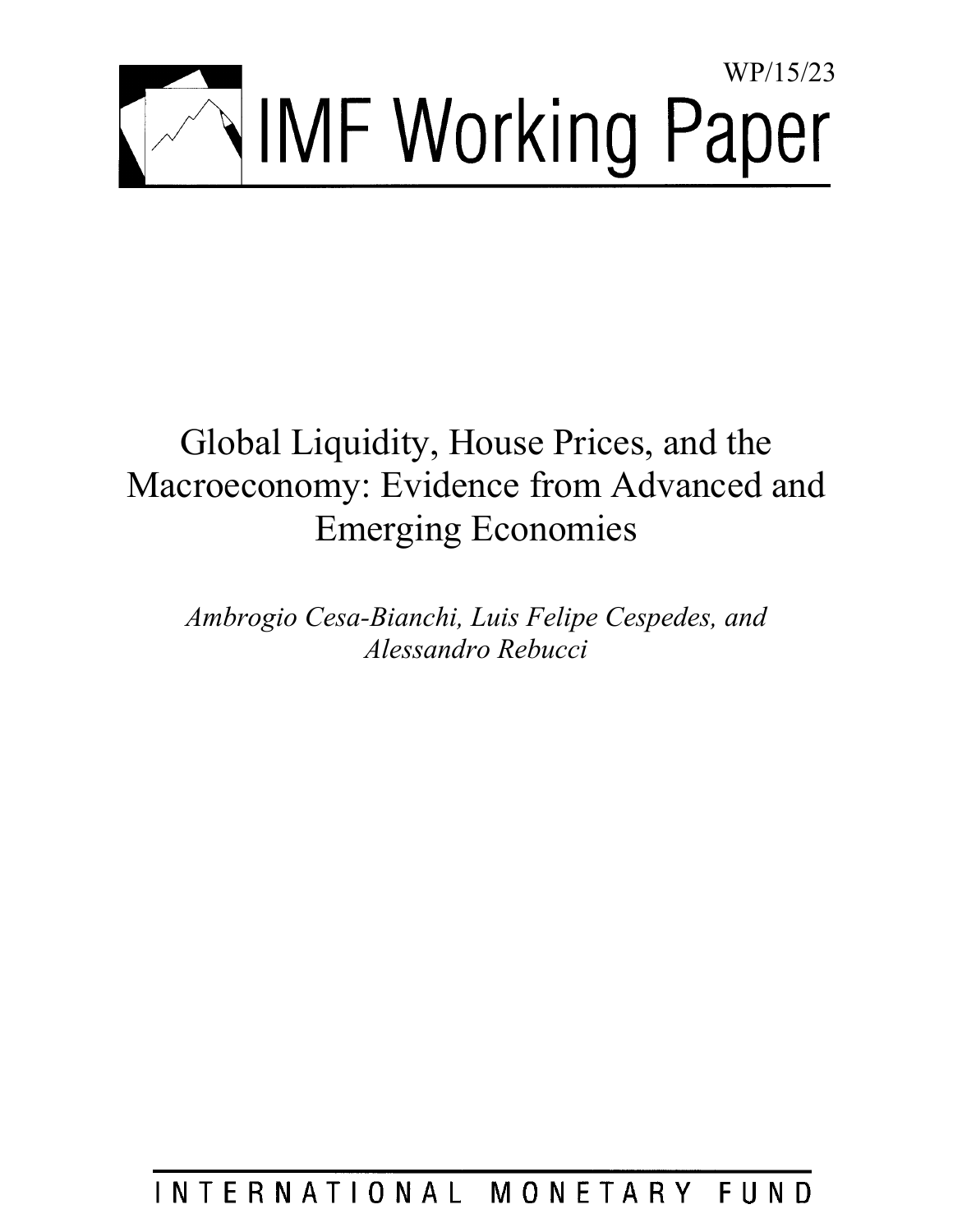WP/15/23

# IMF Working Paper

# Global Liquidity, House Prices, and the Macroeconomy: Evidence from Advanced and Emerging Economies

*Ambrogio Cesa-Bianchi, Luis Felipe Cespedes, and Alessandro Rebucci*

INTERNATIONAL MONETARY FUND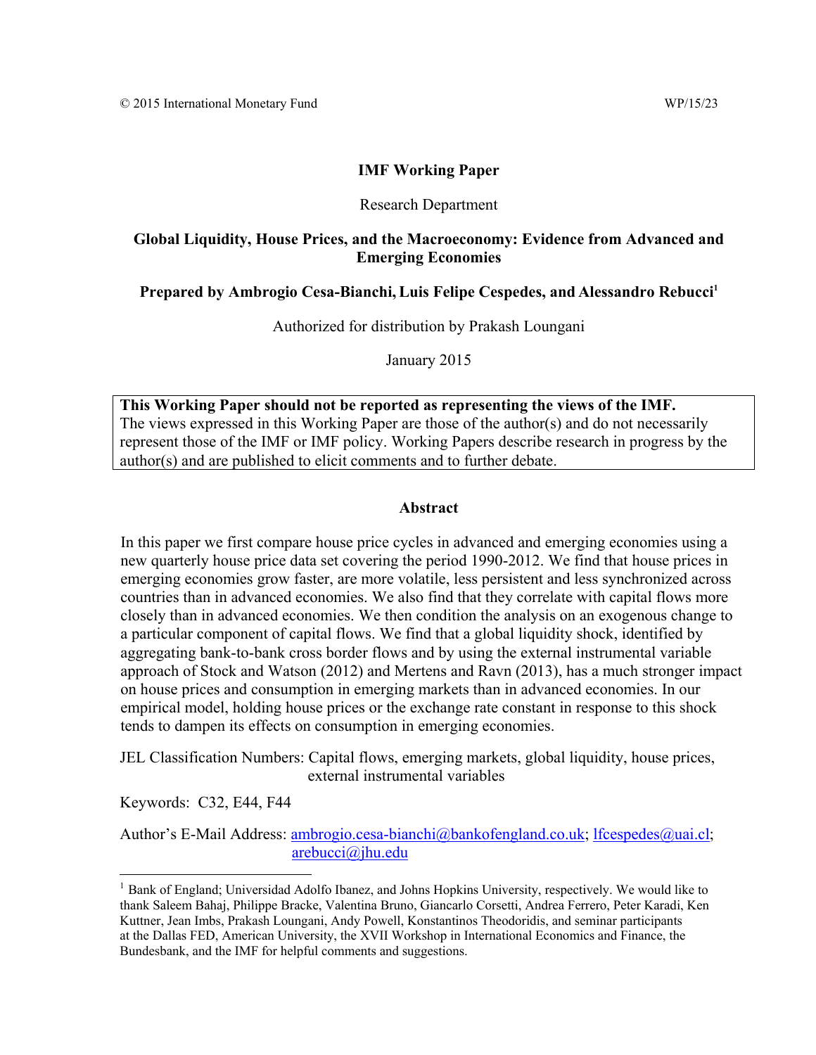© 2015 International Monetary Fund WP/15/23

**IMF Working Paper**

Research Department

**Global Liquidity, House Prices, and the Macroeconomy: Evidence from Advanced and Emerging Economies**

**Prepared by Ambrogio Cesa-Bianchi, Luis Felipe Cespedes, and Alessandro Rebucci[1]**

Authorized for distribution by Prakash Loungani

January 2015

**This Working Paper should not be reported as representing the views of the IMF.**
The views expressed in this Working Paper are those of the author(s) and do not necessarily represent those of the IMF or IMF policy. Working Papers describe research in progress by the author(s) and are published to elicit comments and to further debate.

**Abstract**

In this paper we first compare house price cycles in advanced and emerging economies using a new quarterly house price data set covering the period 1990-2012. We find that house prices in emerging economies grow faster, are more volatile, less persistent and less synchronized across countries than in advanced economies. We also find that they correlate with capital flows more closely than in advanced economies. We then condition the analysis on an exogenous change to a particular component of capital flows. We find that a global liquidity shock, identified by aggregating bank-to-bank cross border flows and by using the external instrumental variable approach of Stock and Watson (2012) and Mertens and Ravn (2013), has a much stronger impact on house prices and consumption in emerging markets than in advanced economies. In our empirical model, holding house prices or the exchange rate constant in response to this shock tends to dampen its effects on consumption in emerging economies.

JEL Classification Numbers: Capital flows, emerging markets, global liquidity, house prices, external instrumental variables

Keywords: C32, E44, F44

Author's E-Mail Address: ambrogio.cesa-bianchi@bankofengland.co.uk; lfcespedes@uai.cl; arebucci@jhu.edu

[1] Bank of England; Universidad Adolfo Ibanez, and Johns Hopkins University, respectively. We would like to thank Saleem Bahaj, Philippe Bracke, Valentina Bruno, Giancarlo Corsetti, Andrea Ferrero, Peter Karadi, Ken Kuttner, Jean Imbs, Prakash Loungani, Andy Powell, Konstantinos Theodoridis, and seminar participants at the Dallas FED, American University, the XVII Workshop in International Economics and Finance, the Bundesbank, and the IMF for helpful comments and suggestions.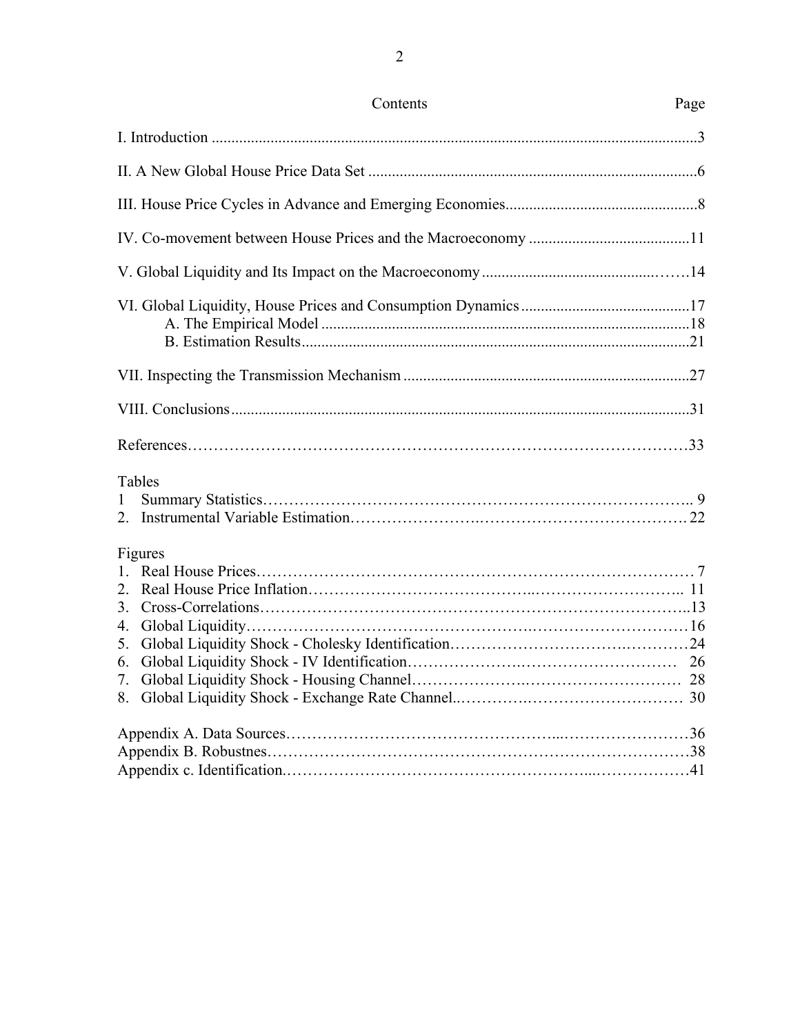## Contents

| | Page |
|---|---|
| I. Introduction | 3 |
| II. A New Global House Price Data Set | 6 |
| III. House Price Cycles in Advance and Emerging Economies | 8 |
| IV. Co-movement between House Prices and the Macroeconomy | 11 |
| V. Global Liquidity and Its Impact on the Macroeconomy | 14 |
| VI. Global Liquidity, House Prices and Consumption Dynamics | 17 |
| A. The Empirical Model | 18 |
| B. Estimation Results | 21 |
| VII. Inspecting the Transmission Mechanism | 27 |
| VIII. Conclusions | 31 |
| References | 33 |

Tables

1 Summary Statistics .......... 9
2. Instrumental Variable Estimation .......... 22

Figures

1. Real House Prices .......... 7
2. Real House Price Inflation .......... 11
3. Cross-Correlations .......... 13
4. Global Liquidity .......... 16
5. Global Liquidity Shock - Cholesky Identification .......... 24
6. Global Liquidity Shock - IV Identification .......... 26
7. Global Liquidity Shock - Housing Channel .......... 28
8. Global Liquidity Shock - Exchange Rate Channel .......... 30

Appendix A. Data Sources .......... 36
Appendix B. Robustnes .......... 38
Appendix c. Identification .......... 41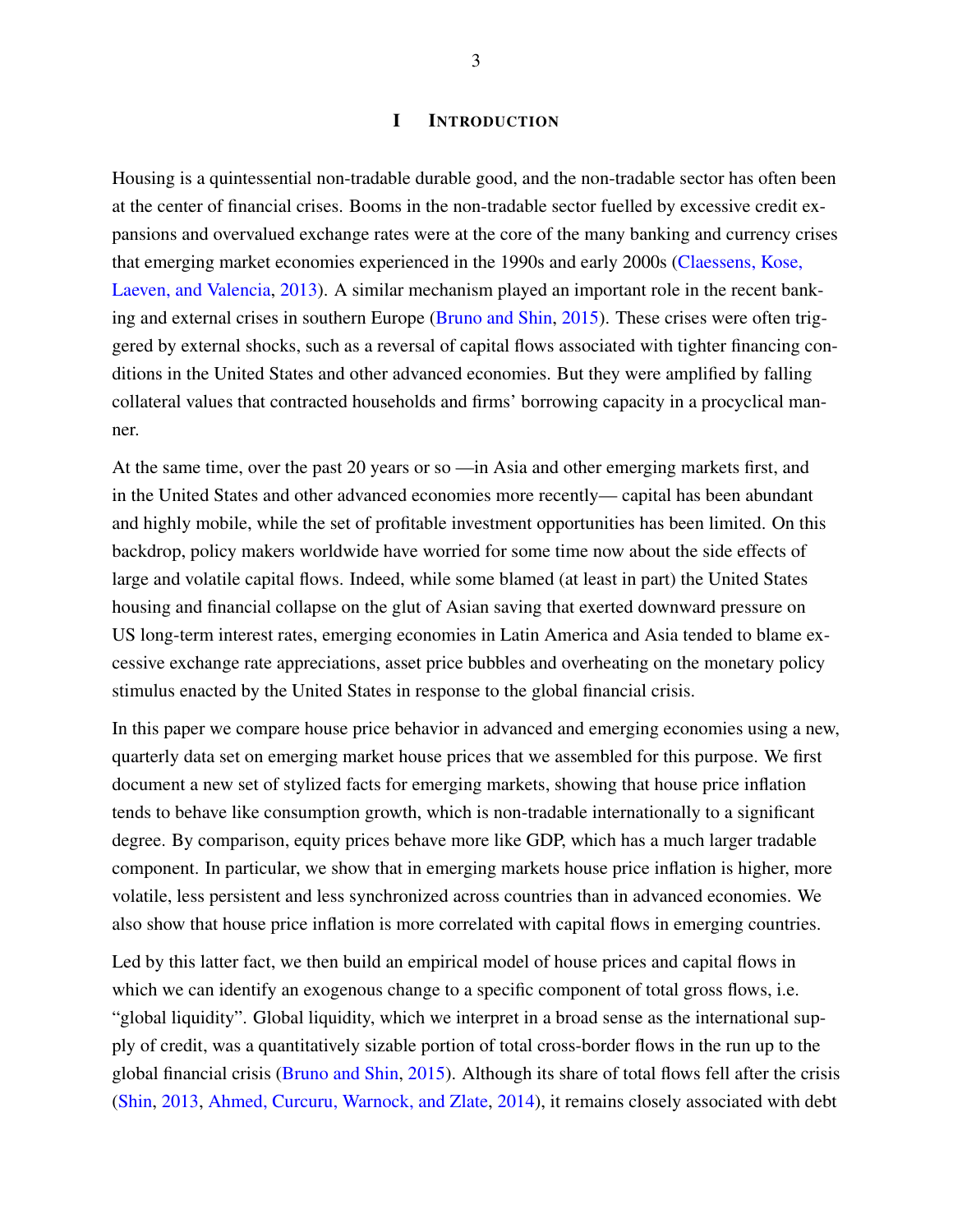# I Introduction

Housing is a quintessential non-tradable durable good, and the non-tradable sector has often been at the center of financial crises. Booms in the non-tradable sector fuelled by excessive credit expansions and overvalued exchange rates were at the core of the many banking and currency crises that emerging market economies experienced in the 1990s and early 2000s (Claessens, Kose, Laeven, and Valencia, 2013). A similar mechanism played an important role in the recent banking and external crises in southern Europe (Bruno and Shin, 2015). These crises were often triggered by external shocks, such as a reversal of capital flows associated with tighter financing conditions in the United States and other advanced economies. But they were amplified by falling collateral values that contracted households and firms' borrowing capacity in a procyclical manner.

At the same time, over the past 20 years or so —in Asia and other emerging markets first, and in the United States and other advanced economies more recently— capital has been abundant and highly mobile, while the set of profitable investment opportunities has been limited. On this backdrop, policy makers worldwide have worried for some time now about the side effects of large and volatile capital flows. Indeed, while some blamed (at least in part) the United States housing and financial collapse on the glut of Asian saving that exerted downward pressure on US long-term interest rates, emerging economies in Latin America and Asia tended to blame excessive exchange rate appreciations, asset price bubbles and overheating on the monetary policy stimulus enacted by the United States in response to the global financial crisis.

In this paper we compare house price behavior in advanced and emerging economies using a new, quarterly data set on emerging market house prices that we assembled for this purpose. We first document a new set of stylized facts for emerging markets, showing that house price inflation tends to behave like consumption growth, which is non-tradable internationally to a significant degree. By comparison, equity prices behave more like GDP, which has a much larger tradable component. In particular, we show that in emerging markets house price inflation is higher, more volatile, less persistent and less synchronized across countries than in advanced economies. We also show that house price inflation is more correlated with capital flows in emerging countries.

Led by this latter fact, we then build an empirical model of house prices and capital flows in which we can identify an exogenous change to a specific component of total gross flows, i.e. "global liquidity". Global liquidity, which we interpret in a broad sense as the international supply of credit, was a quantitatively sizable portion of total cross-border flows in the run up to the global financial crisis (Bruno and Shin, 2015). Although its share of total flows fell after the crisis (Shin, 2013, Ahmed, Curcuru, Warnock, and Zlate, 2014), it remains closely associated with debt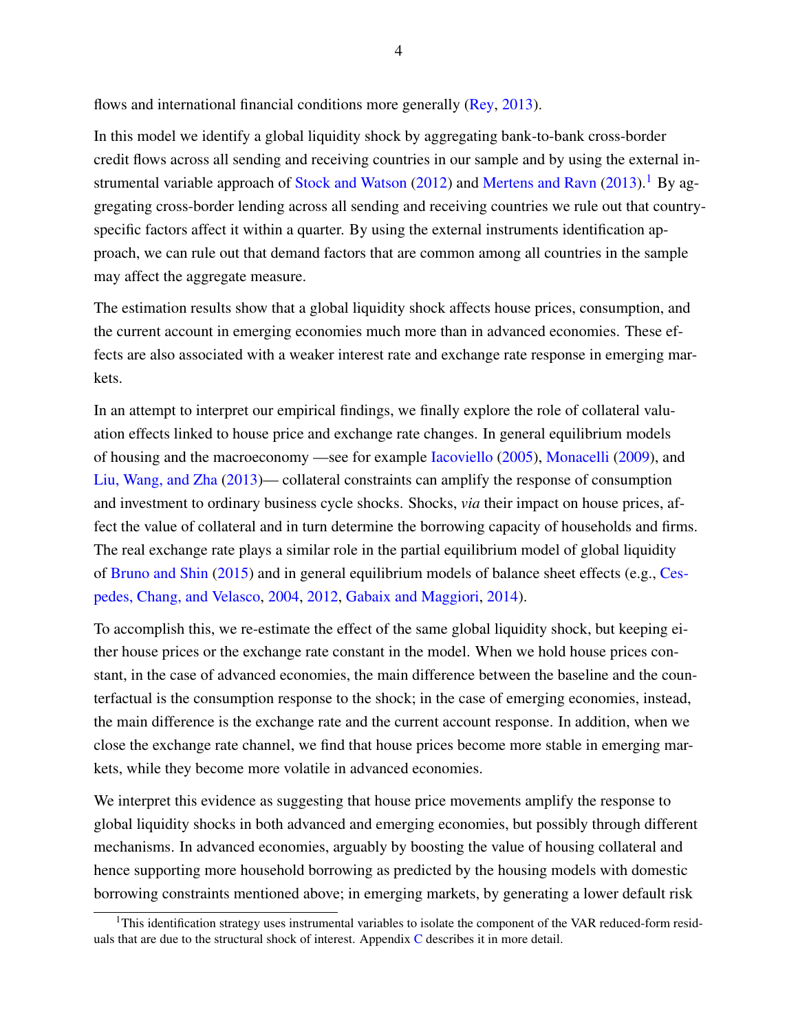flows and international financial conditions more generally (Rey, 2013).

In this model we identify a global liquidity shock by aggregating bank-to-bank cross-border credit flows across all sending and receiving countries in our sample and by using the external instrumental variable approach of Stock and Watson (2012) and Mertens and Ravn (2013).[1] By aggregating cross-border lending across all sending and receiving countries we rule out that country-specific factors affect it within a quarter. By using the external instruments identification approach, we can rule out that demand factors that are common among all countries in the sample may affect the aggregate measure.

The estimation results show that a global liquidity shock affects house prices, consumption, and the current account in emerging economies much more than in advanced economies. These effects are also associated with a weaker interest rate and exchange rate response in emerging markets.

In an attempt to interpret our empirical findings, we finally explore the role of collateral valuation effects linked to house price and exchange rate changes. In general equilibrium models of housing and the macroeconomy —see for example Iacoviello (2005), Monacelli (2009), and Liu, Wang, and Zha (2013)— collateral constraints can amplify the response of consumption and investment to ordinary business cycle shocks. Shocks, *via* their impact on house prices, affect the value of collateral and in turn determine the borrowing capacity of households and firms. The real exchange rate plays a similar role in the partial equilibrium model of global liquidity of Bruno and Shin (2015) and in general equilibrium models of balance sheet effects (e.g., Cespedes, Chang, and Velasco, 2004, 2012, Gabaix and Maggiori, 2014).

To accomplish this, we re-estimate the effect of the same global liquidity shock, but keeping either house prices or the exchange rate constant in the model. When we hold house prices constant, in the case of advanced economies, the main difference between the baseline and the counterfactual is the consumption response to the shock; in the case of emerging economies, instead, the main difference is the exchange rate and the current account response. In addition, when we close the exchange rate channel, we find that house prices become more stable in emerging markets, while they become more volatile in advanced economies.

We interpret this evidence as suggesting that house price movements amplify the response to global liquidity shocks in both advanced and emerging economies, but possibly through different mechanisms. In advanced economies, arguably by boosting the value of housing collateral and hence supporting more household borrowing as predicted by the housing models with domestic borrowing constraints mentioned above; in emerging markets, by generating a lower default risk

[1] This identification strategy uses instrumental variables to isolate the component of the VAR reduced-form residuals that are due to the structural shock of interest. Appendix C describes it in more detail.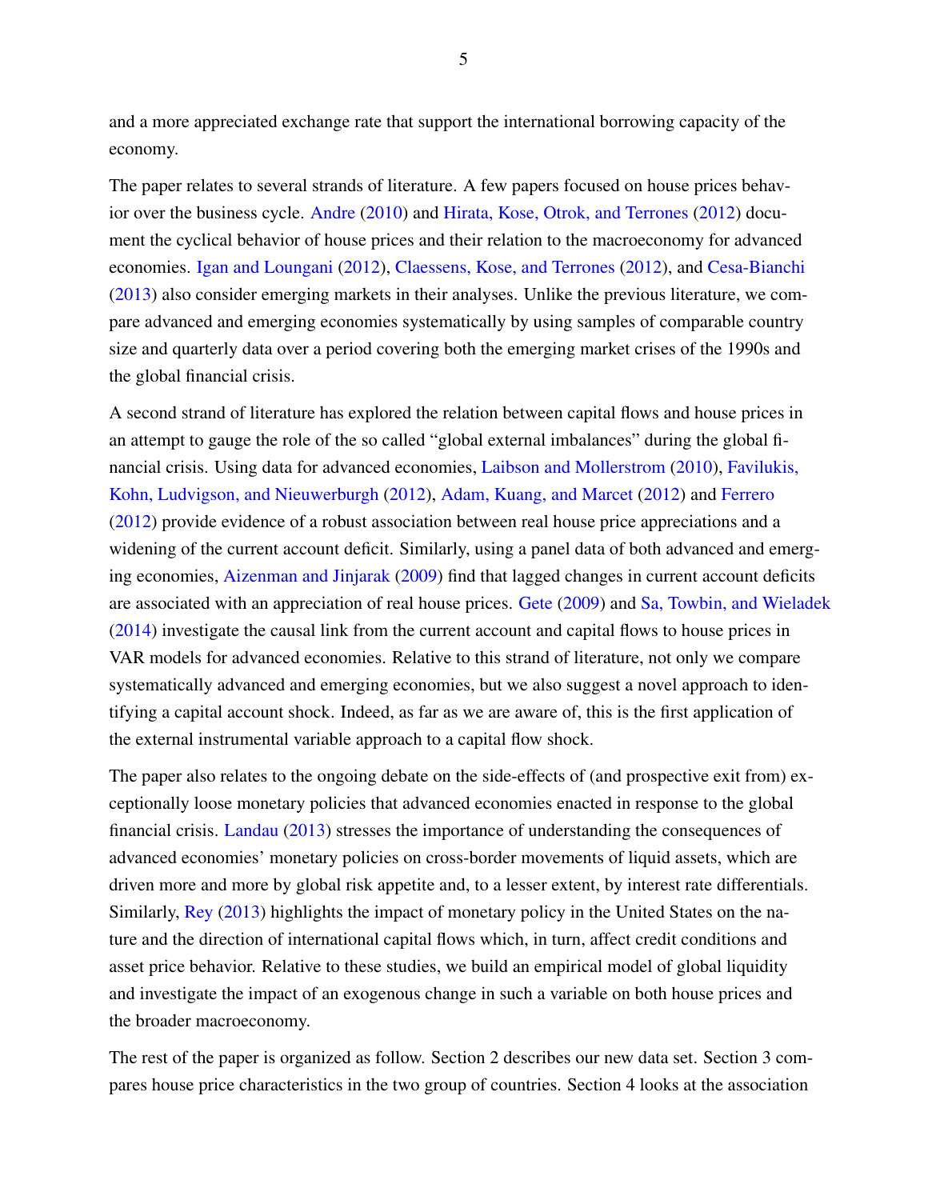and a more appreciated exchange rate that support the international borrowing capacity of the economy.

The paper relates to several strands of literature. A few papers focused on house prices behavior over the business cycle. Andre (2010) and Hirata, Kose, Otrok, and Terrones (2012) document the cyclical behavior of house prices and their relation to the macroeconomy for advanced economies. Igan and Loungani (2012), Claessens, Kose, and Terrones (2012), and Cesa-Bianchi (2013) also consider emerging markets in their analyses. Unlike the previous literature, we compare advanced and emerging economies systematically by using samples of comparable country size and quarterly data over a period covering both the emerging market crises of the 1990s and the global financial crisis.

A second strand of literature has explored the relation between capital flows and house prices in an attempt to gauge the role of the so called "global external imbalances" during the global financial crisis. Using data for advanced economies, Laibson and Mollerstrom (2010), Favilukis, Kohn, Ludvigson, and Nieuwerburgh (2012), Adam, Kuang, and Marcet (2012) and Ferrero (2012) provide evidence of a robust association between real house price appreciations and a widening of the current account deficit. Similarly, using a panel data of both advanced and emerging economies, Aizenman and Jinjarak (2009) find that lagged changes in current account deficits are associated with an appreciation of real house prices. Gete (2009) and Sa, Towbin, and Wieladek (2014) investigate the causal link from the current account and capital flows to house prices in VAR models for advanced economies. Relative to this strand of literature, not only we compare systematically advanced and emerging economies, but we also suggest a novel approach to identifying a capital account shock. Indeed, as far as we are aware of, this is the first application of the external instrumental variable approach to a capital flow shock.

The paper also relates to the ongoing debate on the side-effects of (and prospective exit from) exceptionally loose monetary policies that advanced economies enacted in response to the global financial crisis. Landau (2013) stresses the importance of understanding the consequences of advanced economies' monetary policies on cross-border movements of liquid assets, which are driven more and more by global risk appetite and, to a lesser extent, by interest rate differentials. Similarly, Rey (2013) highlights the impact of monetary policy in the United States on the nature and the direction of international capital flows which, in turn, affect credit conditions and asset price behavior. Relative to these studies, we build an empirical model of global liquidity and investigate the impact of an exogenous change in such a variable on both house prices and the broader macroeconomy.

The rest of the paper is organized as follow. Section 2 describes our new data set. Section 3 compares house price characteristics in the two group of countries. Section 4 looks at the association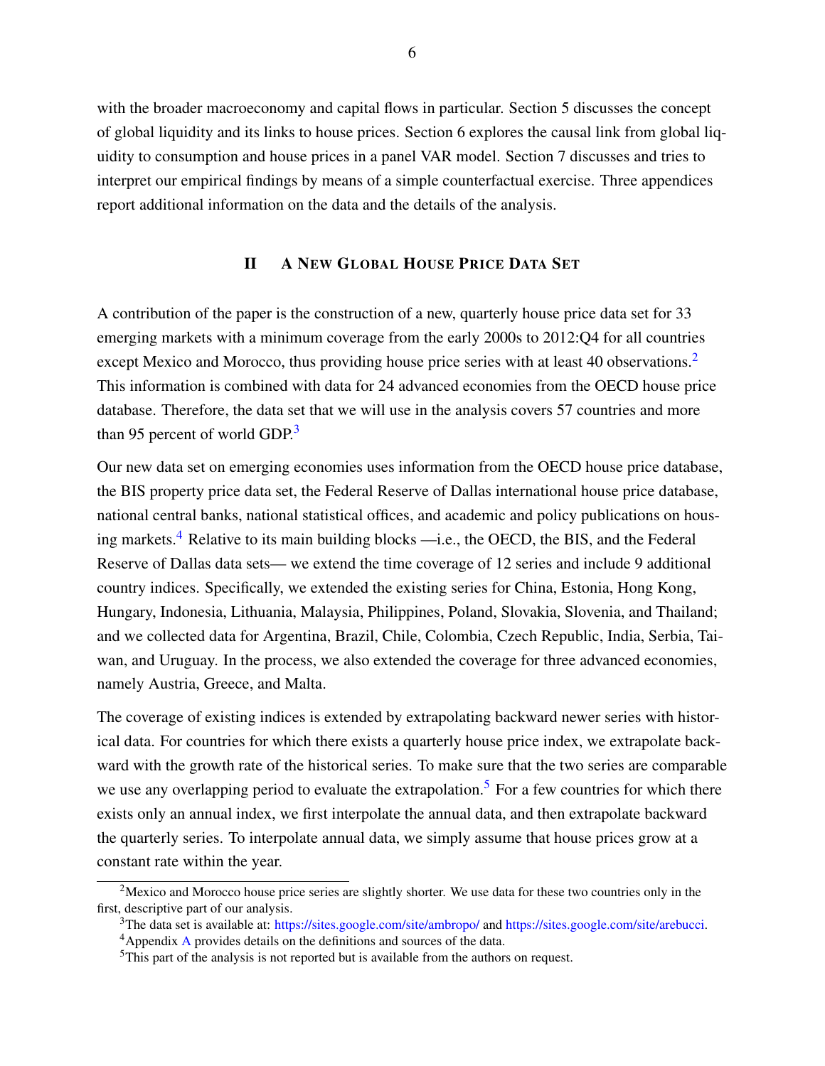with the broader macroeconomy and capital flows in particular. Section 5 discusses the concept of global liquidity and its links to house prices. Section 6 explores the causal link from global liquidity to consumption and house prices in a panel VAR model. Section 7 discusses and tries to interpret our empirical findings by means of a simple counterfactual exercise. Three appendices report additional information on the data and the details of the analysis.

## II A New Global House Price Data Set

A contribution of the paper is the construction of a new, quarterly house price data set for 33 emerging markets with a minimum coverage from the early 2000s to 2012:Q4 for all countries except Mexico and Morocco, thus providing house price series with at least 40 observations.[2] This information is combined with data for 24 advanced economies from the OECD house price database. Therefore, the data set that we will use in the analysis covers 57 countries and more than 95 percent of world GDP.[3]

Our new data set on emerging economies uses information from the OECD house price database, the BIS property price data set, the Federal Reserve of Dallas international house price database, national central banks, national statistical offices, and academic and policy publications on housing markets.[4] Relative to its main building blocks —i.e., the OECD, the BIS, and the Federal Reserve of Dallas data sets— we extend the time coverage of 12 series and include 9 additional country indices. Specifically, we extended the existing series for China, Estonia, Hong Kong, Hungary, Indonesia, Lithuania, Malaysia, Philippines, Poland, Slovakia, Slovenia, and Thailand; and we collected data for Argentina, Brazil, Chile, Colombia, Czech Republic, India, Serbia, Taiwan, and Uruguay. In the process, we also extended the coverage for three advanced economies, namely Austria, Greece, and Malta.

The coverage of existing indices is extended by extrapolating backward newer series with historical data. For countries for which there exists a quarterly house price index, we extrapolate backward with the growth rate of the historical series. To make sure that the two series are comparable we use any overlapping period to evaluate the extrapolation.[5] For a few countries for which there exists only an annual index, we first interpolate the annual data, and then extrapolate backward the quarterly series. To interpolate annual data, we simply assume that house prices grow at a constant rate within the year.

[2] Mexico and Morocco house price series are slightly shorter. We use data for these two countries only in the first, descriptive part of our analysis.

[3] The data set is available at: https://sites.google.com/site/ambropo/ and https://sites.google.com/site/arebucci.

[4] Appendix A provides details on the definitions and sources of the data.

[5] This part of the analysis is not reported but is available from the authors on request.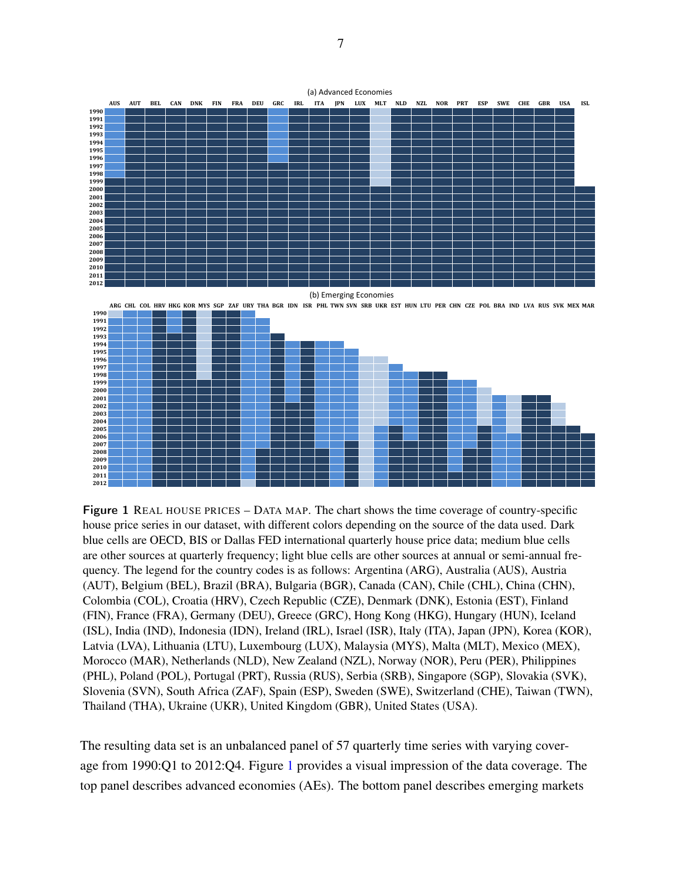**Figure 1** REAL HOUSE PRICES – DATA MAP. The chart shows the time coverage of country-specific house price series in our dataset, with different colors depending on the source of the data used. Dark blue cells are OECD, BIS or Dallas FED international quarterly house price data; medium blue cells are other sources at quarterly frequency; light blue cells are other sources at annual or semi-annual frequency. The legend for the country codes is as follows: Argentina (ARG), Australia (AUS), Austria (AUT), Belgium (BEL), Brazil (BRA), Bulgaria (BGR), Canada (CAN), Chile (CHL), China (CHN), Colombia (COL), Croatia (HRV), Czech Republic (CZE), Denmark (DNK), Estonia (EST), Finland (FIN), France (FRA), Germany (DEU), Greece (GRC), Hong Kong (HKG), Hungary (HUN), Iceland (ISL), India (IND), Indonesia (IDN), Ireland (IRL), Israel (ISR), Italy (ITA), Japan (JPN), Korea (KOR), Latvia (LVA), Lithuania (LTU), Luxembourg (LUX), Malaysia (MYS), Malta (MLT), Mexico (MEX), Morocco (MAR), Netherlands (NLD), New Zealand (NZL), Norway (NOR), Peru (PER), Philippines (PHL), Poland (POL), Portugal (PRT), Russia (RUS), Serbia (SRB), Singapore (SGP), Slovakia (SVK), Slovenia (SVN), South Africa (ZAF), Spain (ESP), Sweden (SWE), Switzerland (CHE), Taiwan (TWN), Thailand (THA), Ukraine (UKR), United Kingdom (GBR), United States (USA).

The resulting data set is an unbalanced panel of 57 quarterly time series with varying coverage from 1990:Q1 to 2012:Q4. Figure 1 provides a visual impression of the data coverage. The top panel describes advanced economies (AEs). The bottom panel describes emerging markets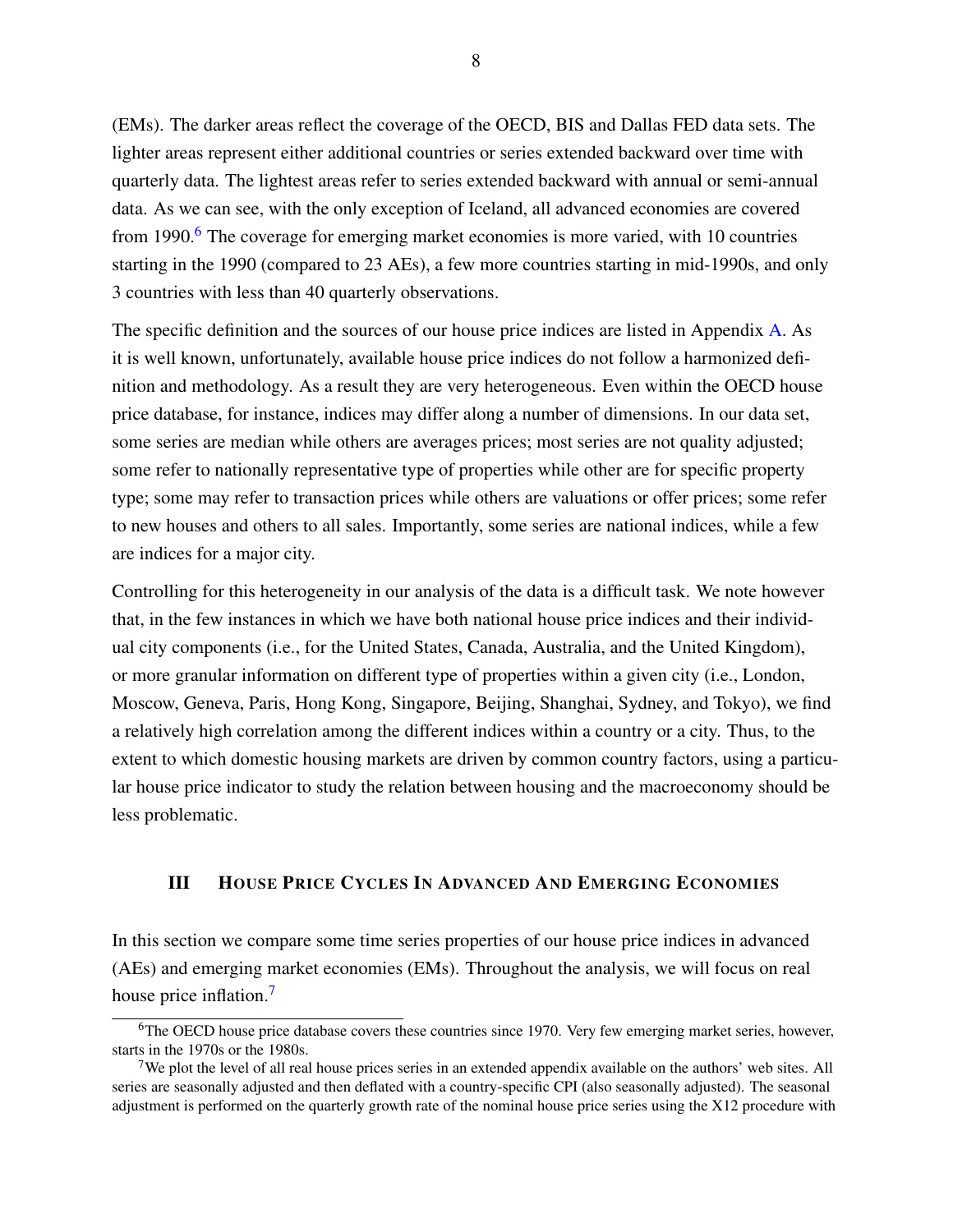(EMs). The darker areas reflect the coverage of the OECD, BIS and Dallas FED data sets. The lighter areas represent either additional countries or series extended backward over time with quarterly data. The lightest areas refer to series extended backward with annual or semi-annual data. As we can see, with the only exception of Iceland, all advanced economies are covered from 1990.[6] The coverage for emerging market economies is more varied, with 10 countries starting in the 1990 (compared to 23 AEs), a few more countries starting in mid-1990s, and only 3 countries with less than 40 quarterly observations.

The specific definition and the sources of our house price indices are listed in Appendix A. As it is well known, unfortunately, available house price indices do not follow a harmonized definition and methodology. As a result they are very heterogeneous. Even within the OECD house price database, for instance, indices may differ along a number of dimensions. In our data set, some series are median while others are averages prices; most series are not quality adjusted; some refer to nationally representative type of properties while other are for specific property type; some may refer to transaction prices while others are valuations or offer prices; some refer to new houses and others to all sales. Importantly, some series are national indices, while a few are indices for a major city.

Controlling for this heterogeneity in our analysis of the data is a difficult task. We note however that, in the few instances in which we have both national house price indices and their individual city components (i.e., for the United States, Canada, Australia, and the United Kingdom), or more granular information on different type of properties within a given city (i.e., London, Moscow, Geneva, Paris, Hong Kong, Singapore, Beijing, Shanghai, Sydney, and Tokyo), we find a relatively high correlation among the different indices within a country or a city. Thus, to the extent to which domestic housing markets are driven by common country factors, using a particular house price indicator to study the relation between housing and the macroeconomy should be less problematic.

## III HOUSE PRICE CYCLES IN ADVANCED AND EMERGING ECONOMIES

In this section we compare some time series properties of our house price indices in advanced (AEs) and emerging market economies (EMs). Throughout the analysis, we will focus on real house price inflation.[7]

---

[6] The OECD house price database covers these countries since 1970. Very few emerging market series, however, starts in the 1970s or the 1980s.

[7] We plot the level of all real house prices series in an extended appendix available on the authors' web sites. All series are seasonally adjusted and then deflated with a country-specific CPI (also seasonally adjusted). The seasonal adjustment is performed on the quarterly growth rate of the nominal house price series using the X12 procedure with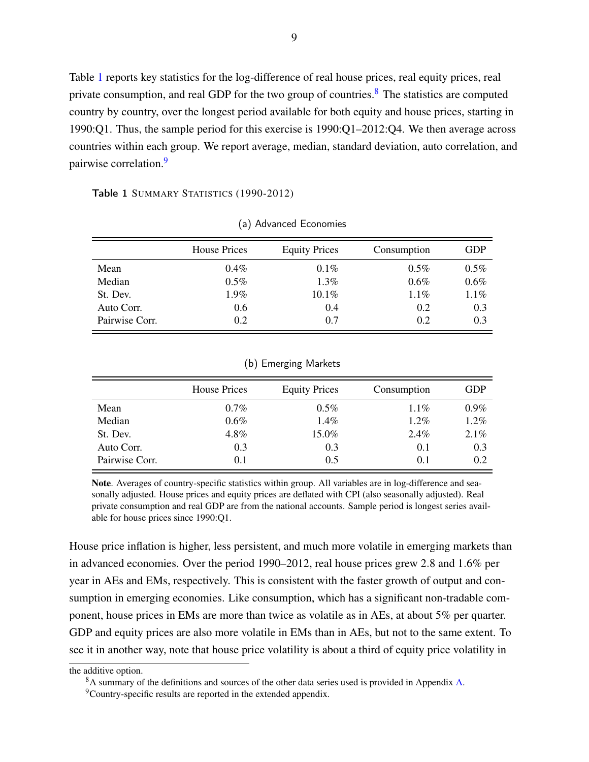Table 1 reports key statistics for the log-difference of real house prices, real equity prices, real private consumption, and real GDP for the two group of countries.[8] The statistics are computed country by country, over the longest period available for both equity and house prices, starting in 1990:Q1. Thus, the sample period for this exercise is 1990:Q1–2012:Q4. We then average across countries within each group. We report average, median, standard deviation, auto correlation, and pairwise correlation.[9]

**Table 1** SUMMARY STATISTICS (1990-2012)

(a) Advanced Economies

| | House Prices | Equity Prices | Consumption | GDP |
|---|---|---|---|---|
| Mean | 0.4% | 0.1% | 0.5% | 0.5% |
| Median | 0.5% | 1.3% | 0.6% | 0.6% |
| St. Dev. | 1.9% | 10.1% | 1.1% | 1.1% |
| Auto Corr. | 0.6 | 0.4 | 0.2 | 0.3 |
| Pairwise Corr. | 0.2 | 0.7 | 0.2 | 0.3 |

(b) Emerging Markets

| | House Prices | Equity Prices | Consumption | GDP |
|---|---|---|---|---|
| Mean | 0.7% | 0.5% | 1.1% | 0.9% |
| Median | 0.6% | 1.4% | 1.2% | 1.2% |
| St. Dev. | 4.8% | 15.0% | 2.4% | 2.1% |
| Auto Corr. | 0.3 | 0.3 | 0.1 | 0.3 |
| Pairwise Corr. | 0.1 | 0.5 | 0.1 | 0.2 |

**Note**. Averages of country-specific statistics within group. All variables are in log-difference and seasonally adjusted. House prices and equity prices are deflated with CPI (also seasonally adjusted). Real private consumption and real GDP are from the national accounts. Sample period is longest series available for house prices since 1990:Q1.

House price inflation is higher, less persistent, and much more volatile in emerging markets than in advanced economies. Over the period 1990–2012, real house prices grew 2.8 and 1.6% per year in AEs and EMs, respectively. This is consistent with the faster growth of output and consumption in emerging economies. Like consumption, which has a significant non-tradable component, house prices in EMs are more than twice as volatile as in AEs, at about 5% per quarter. GDP and equity prices are also more volatile in EMs than in AEs, but not to the same extent. To see it in another way, note that house price volatility is about a third of equity price volatility in

---

the additive option.

[8] A summary of the definitions and sources of the other data series used is provided in Appendix A.

[9] Country-specific results are reported in the extended appendix.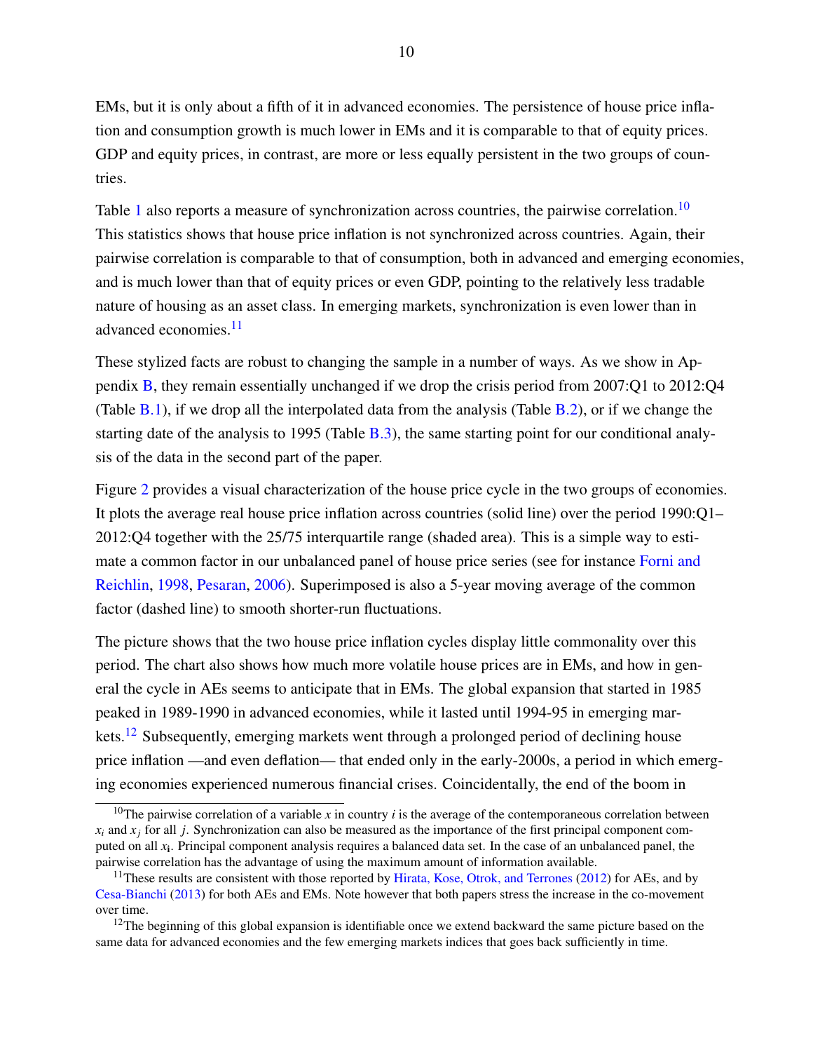EMs, but it is only about a fifth of it in advanced economies. The persistence of house price inflation and consumption growth is much lower in EMs and it is comparable to that of equity prices. GDP and equity prices, in contrast, are more or less equally persistent in the two groups of countries.

Table 1 also reports a measure of synchronization across countries, the pairwise correlation.[10] This statistics shows that house price inflation is not synchronized across countries. Again, their pairwise correlation is comparable to that of consumption, both in advanced and emerging economies, and is much lower than that of equity prices or even GDP, pointing to the relatively less tradable nature of housing as an asset class. In emerging markets, synchronization is even lower than in advanced economies.[11]

These stylized facts are robust to changing the sample in a number of ways. As we show in Appendix B, they remain essentially unchanged if we drop the crisis period from 2007:Q1 to 2012:Q4 (Table B.1), if we drop all the interpolated data from the analysis (Table B.2), or if we change the starting date of the analysis to 1995 (Table B.3), the same starting point for our conditional analysis of the data in the second part of the paper.

Figure 2 provides a visual characterization of the house price cycle in the two groups of economies. It plots the average real house price inflation across countries (solid line) over the period 1990:Q1–2012:Q4 together with the 25/75 interquartile range (shaded area). This is a simple way to estimate a common factor in our unbalanced panel of house price series (see for instance Forni and Reichlin, 1998, Pesaran, 2006). Superimposed is also a 5-year moving average of the common factor (dashed line) to smooth shorter-run fluctuations.

The picture shows that the two house price inflation cycles display little commonality over this period. The chart also shows how much more volatile house prices are in EMs, and how in general the cycle in AEs seems to anticipate that in EMs. The global expansion that started in 1985 peaked in 1989-1990 in advanced economies, while it lasted until 1994-95 in emerging markets.[12] Subsequently, emerging markets went through a prolonged period of declining house price inflation —and even deflation— that ended only in the early-2000s, a period in which emerging economies experienced numerous financial crises. Coincidentally, the end of the boom in

[10] The pairwise correlation of a variable $x$ in country $i$ is the average of the contemporaneous correlation between $x_i$ and $x_j$ for all $j$. Synchronization can also be measured as the importance of the first principal component computed on all $x_\mathbf{i}$. Principal component analysis requires a balanced data set. In the case of an unbalanced panel, the pairwise correlation has the advantage of using the maximum amount of information available.

[11] These results are consistent with those reported by Hirata, Kose, Otrok, and Terrones (2012) for AEs, and by Cesa-Bianchi (2013) for both AEs and EMs. Note however that both papers stress the increase in the co-movement over time.

[12] The beginning of this global expansion is identifiable once we extend backward the same picture based on the same data for advanced economies and the few emerging markets indices that goes back sufficiently in time.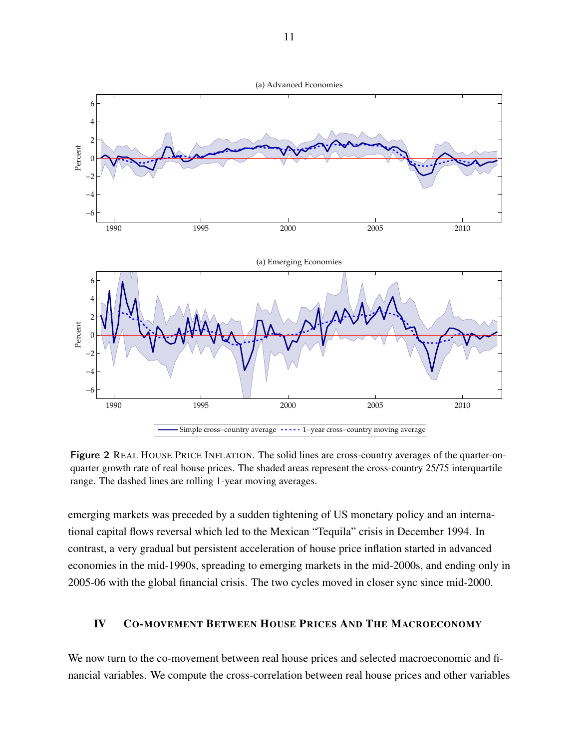Figure 2 Real House Price Inflation. The solid lines are cross-country averages of the quarter-on-quarter growth rate of real house prices. The shaded areas represent the cross-country 25/75 interquartile range. The dashed lines are rolling 1-year moving averages.

emerging markets was preceded by a sudden tightening of US monetary policy and an international capital flows reversal which led to the Mexican "Tequila" crisis in December 1994. In contrast, a very gradual but persistent acceleration of house price inflation started in advanced economies in the mid-1990s, spreading to emerging markets in the mid-2000s, and ending only in 2005-06 with the global financial crisis. The two cycles moved in closer sync since mid-2000.

## IV Co-movement Between House Prices And The Macroeconomy

We now turn to the co-movement between real house prices and selected macroeconomic and financial variables. We compute the cross-correlation between real house prices and other variables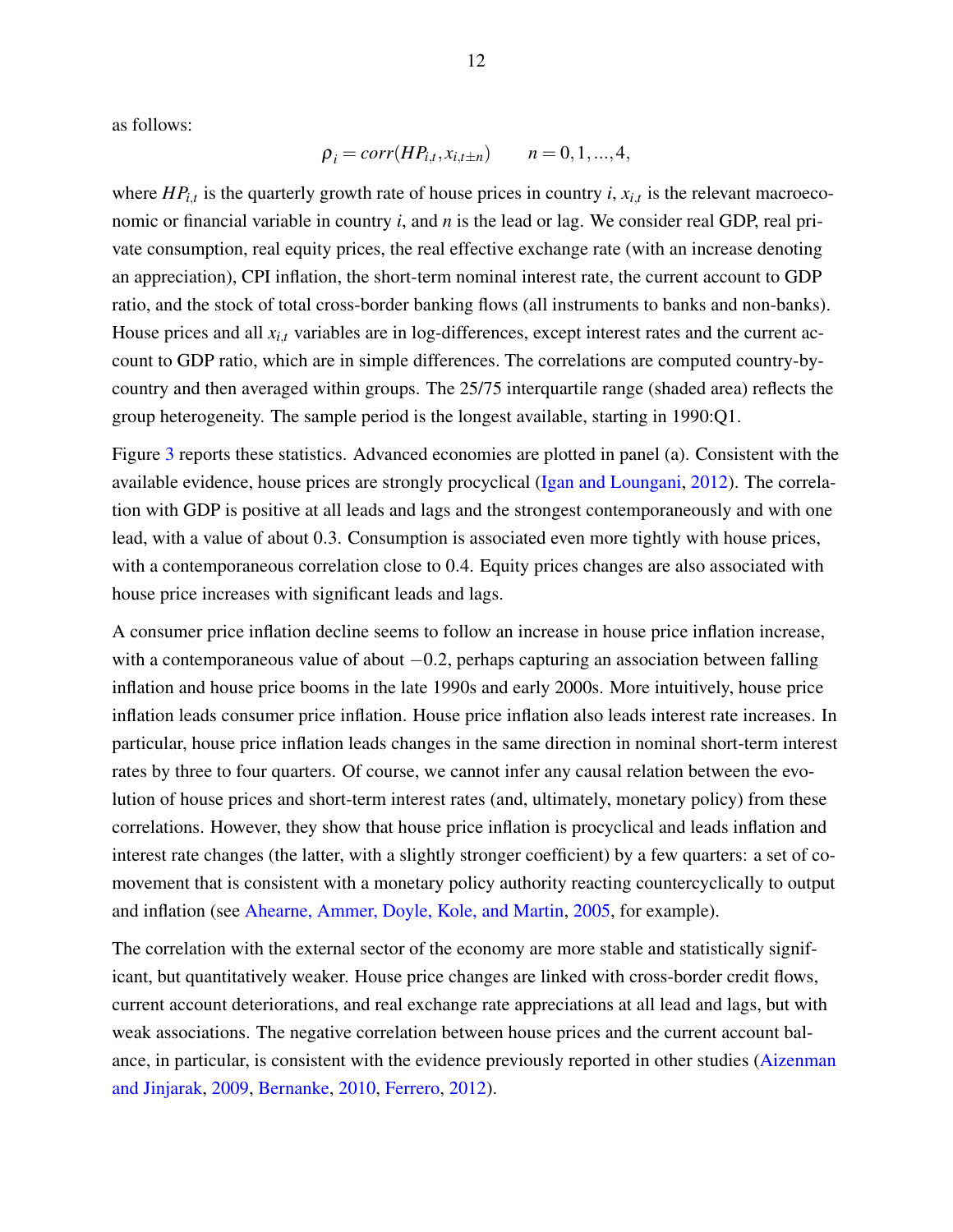as follows:

$$\rho_i = corr(HP_{i,t}, x_{i,t\pm n}) \qquad n = 0, 1, ..., 4,$$

where $HP_{i,t}$ is the quarterly growth rate of house prices in country $i$, $x_{i,t}$ is the relevant macroeconomic or financial variable in country $i$, and $n$ is the lead or lag. We consider real GDP, real private consumption, real equity prices, the real effective exchange rate (with an increase denoting an appreciation), CPI inflation, the short-term nominal interest rate, the current account to GDP ratio, and the stock of total cross-border banking flows (all instruments to banks and non-banks). House prices and all $x_{i,t}$ variables are in log-differences, except interest rates and the current account to GDP ratio, which are in simple differences. The correlations are computed country-by-country and then averaged within groups. The 25/75 interquartile range (shaded area) reflects the group heterogeneity. The sample period is the longest available, starting in 1990:Q1.

Figure 3 reports these statistics. Advanced economies are plotted in panel (a). Consistent with the available evidence, house prices are strongly procyclical (Igan and Loungani, 2012). The correlation with GDP is positive at all leads and lags and the strongest contemporaneously and with one lead, with a value of about 0.3. Consumption is associated even more tightly with house prices, with a contemporaneous correlation close to 0.4. Equity prices changes are also associated with house price increases with significant leads and lags.

A consumer price inflation decline seems to follow an increase in house price inflation increase, with a contemporaneous value of about −0.2, perhaps capturing an association between falling inflation and house price booms in the late 1990s and early 2000s. More intuitively, house price inflation leads consumer price inflation. House price inflation also leads interest rate increases. In particular, house price inflation leads changes in the same direction in nominal short-term interest rates by three to four quarters. Of course, we cannot infer any causal relation between the evolution of house prices and short-term interest rates (and, ultimately, monetary policy) from these correlations. However, they show that house price inflation is procyclical and leads inflation and interest rate changes (the latter, with a slightly stronger coefficient) by a few quarters: a set of comovement that is consistent with a monetary policy authority reacting countercyclically to output and inflation (see Ahearne, Ammer, Doyle, Kole, and Martin, 2005, for example).

The correlation with the external sector of the economy are more stable and statistically significant, but quantitatively weaker. House price changes are linked with cross-border credit flows, current account deteriorations, and real exchange rate appreciations at all lead and lags, but with weak associations. The negative correlation between house prices and the current account balance, in particular, is consistent with the evidence previously reported in other studies (Aizenman and Jinjarak, 2009, Bernanke, 2010, Ferrero, 2012).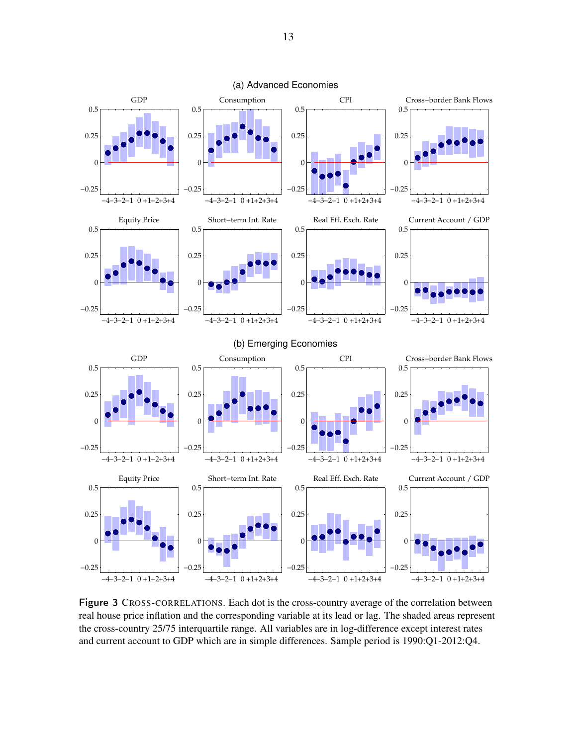(a) Advanced Economies

(b) Emerging Economies

**Figure 3** CROSS-CORRELATIONS. Each dot is the cross-country average of the correlation between real house price inflation and the corresponding variable at its lead or lag. The shaded areas represent the cross-country 25/75 interquartile range. All variables are in log-difference except interest rates and current account to GDP which are in simple differences. Sample period is 1990:Q1-2012:Q4.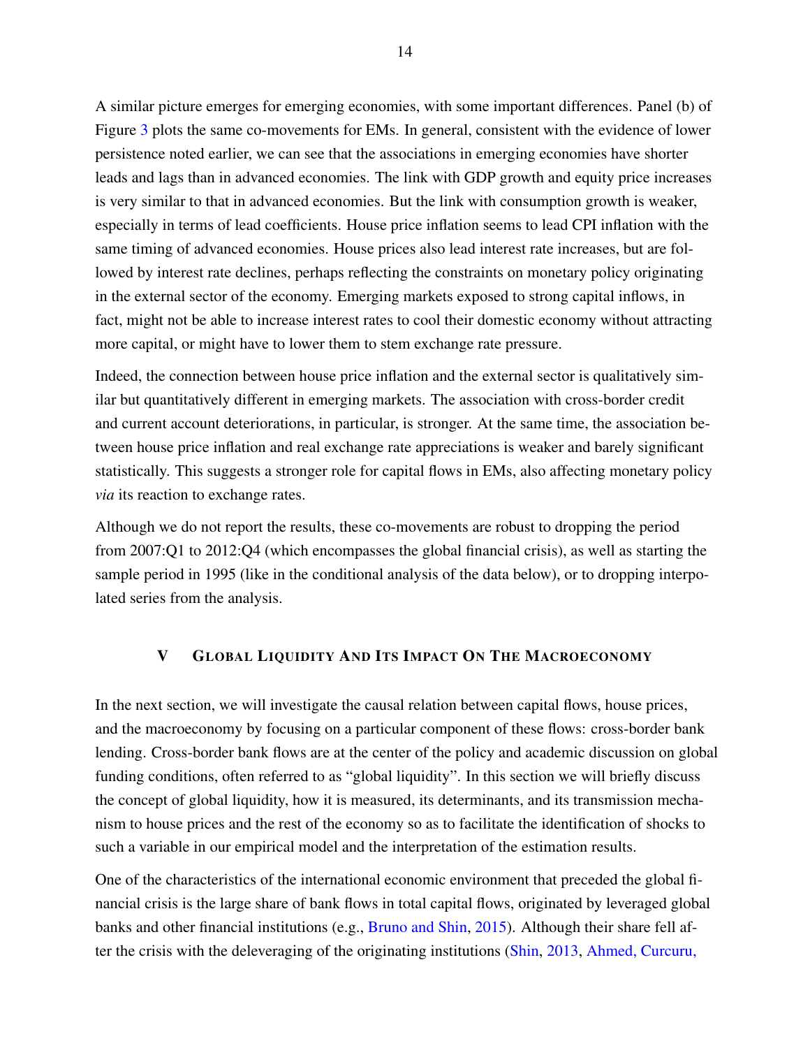A similar picture emerges for emerging economies, with some important differences. Panel (b) of Figure 3 plots the same co-movements for EMs. In general, consistent with the evidence of lower persistence noted earlier, we can see that the associations in emerging economies have shorter leads and lags than in advanced economies. The link with GDP growth and equity price increases is very similar to that in advanced economies. But the link with consumption growth is weaker, especially in terms of lead coefficients. House price inflation seems to lead CPI inflation with the same timing of advanced economies. House prices also lead interest rate increases, but are followed by interest rate declines, perhaps reflecting the constraints on monetary policy originating in the external sector of the economy. Emerging markets exposed to strong capital inflows, in fact, might not be able to increase interest rates to cool their domestic economy without attracting more capital, or might have to lower them to stem exchange rate pressure.

Indeed, the connection between house price inflation and the external sector is qualitatively similar but quantitatively different in emerging markets. The association with cross-border credit and current account deteriorations, in particular, is stronger. At the same time, the association between house price inflation and real exchange rate appreciations is weaker and barely significant statistically. This suggests a stronger role for capital flows in EMs, also affecting monetary policy *via* its reaction to exchange rates.

Although we do not report the results, these co-movements are robust to dropping the period from 2007:Q1 to 2012:Q4 (which encompasses the global financial crisis), as well as starting the sample period in 1995 (like in the conditional analysis of the data below), or to dropping interpolated series from the analysis.

## V Global Liquidity And Its Impact On The Macroeconomy

In the next section, we will investigate the causal relation between capital flows, house prices, and the macroeconomy by focusing on a particular component of these flows: cross-border bank lending. Cross-border bank flows are at the center of the policy and academic discussion on global funding conditions, often referred to as "global liquidity". In this section we will briefly discuss the concept of global liquidity, how it is measured, its determinants, and its transmission mechanism to house prices and the rest of the economy so as to facilitate the identification of shocks to such a variable in our empirical model and the interpretation of the estimation results.

One of the characteristics of the international economic environment that preceded the global financial crisis is the large share of bank flows in total capital flows, originated by leveraged global banks and other financial institutions (e.g., Bruno and Shin, 2015). Although their share fell after the crisis with the deleveraging of the originating institutions (Shin, 2013, Ahmed, Curcuru,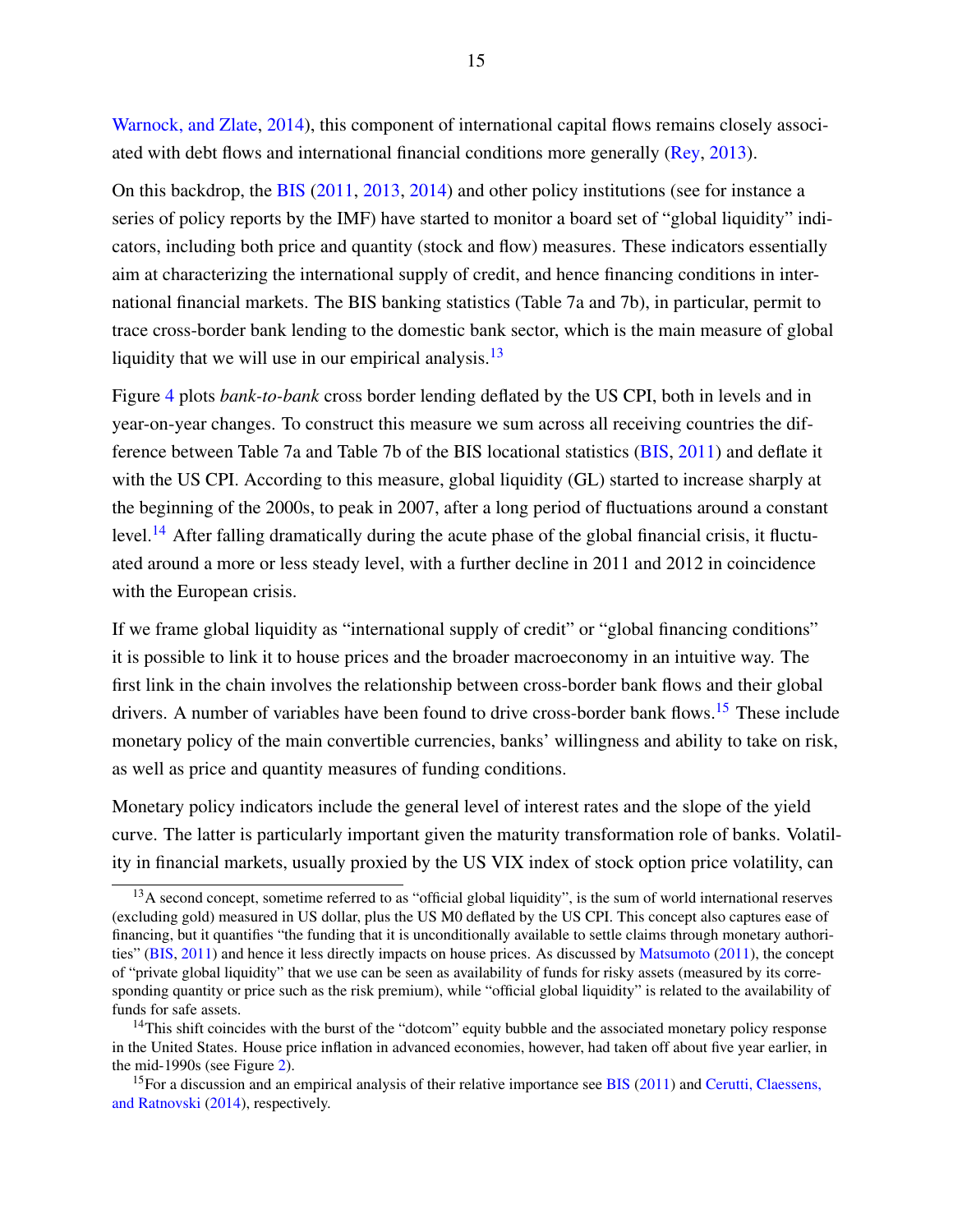Warnock, and Zlate, 2014), this component of international capital flows remains closely associated with debt flows and international financial conditions more generally (Rey, 2013).

On this backdrop, the BIS (2011, 2013, 2014) and other policy institutions (see for instance a series of policy reports by the IMF) have started to monitor a board set of "global liquidity" indicators, including both price and quantity (stock and flow) measures. These indicators essentially aim at characterizing the international supply of credit, and hence financing conditions in international financial markets. The BIS banking statistics (Table 7a and 7b), in particular, permit to trace cross-border bank lending to the domestic bank sector, which is the main measure of global liquidity that we will use in our empirical analysis.[13]

Figure 4 plots *bank-to-bank* cross border lending deflated by the US CPI, both in levels and in year-on-year changes. To construct this measure we sum across all receiving countries the difference between Table 7a and Table 7b of the BIS locational statistics (BIS, 2011) and deflate it with the US CPI. According to this measure, global liquidity (GL) started to increase sharply at the beginning of the 2000s, to peak in 2007, after a long period of fluctuations around a constant level.[14] After falling dramatically during the acute phase of the global financial crisis, it fluctuated around a more or less steady level, with a further decline in 2011 and 2012 in coincidence with the European crisis.

If we frame global liquidity as "international supply of credit" or "global financing conditions" it is possible to link it to house prices and the broader macroeconomy in an intuitive way. The first link in the chain involves the relationship between cross-border bank flows and their global drivers. A number of variables have been found to drive cross-border bank flows.[15] These include monetary policy of the main convertible currencies, banks' willingness and ability to take on risk, as well as price and quantity measures of funding conditions.

Monetary policy indicators include the general level of interest rates and the slope of the yield curve. The latter is particularly important given the maturity transformation role of banks. Volatility in financial markets, usually proxied by the US VIX index of stock option price volatility, can

[13] A second concept, sometime referred to as "official global liquidity", is the sum of world international reserves (excluding gold) measured in US dollar, plus the US M0 deflated by the US CPI. This concept also captures ease of financing, but it quantifies "the funding that it is unconditionally available to settle claims through monetary authorities" (BIS, 2011) and hence it less directly impacts on house prices. As discussed by Matsumoto (2011), the concept of "private global liquidity" that we use can be seen as availability of funds for risky assets (measured by its corresponding quantity or price such as the risk premium), while "official global liquidity" is related to the availability of funds for safe assets.

[14] This shift coincides with the burst of the "dotcom" equity bubble and the associated monetary policy response in the United States. House price inflation in advanced economies, however, had taken off about five year earlier, in the mid-1990s (see Figure 2).

[15] For a discussion and an empirical analysis of their relative importance see BIS (2011) and Cerutti, Claessens, and Ratnovski (2014), respectively.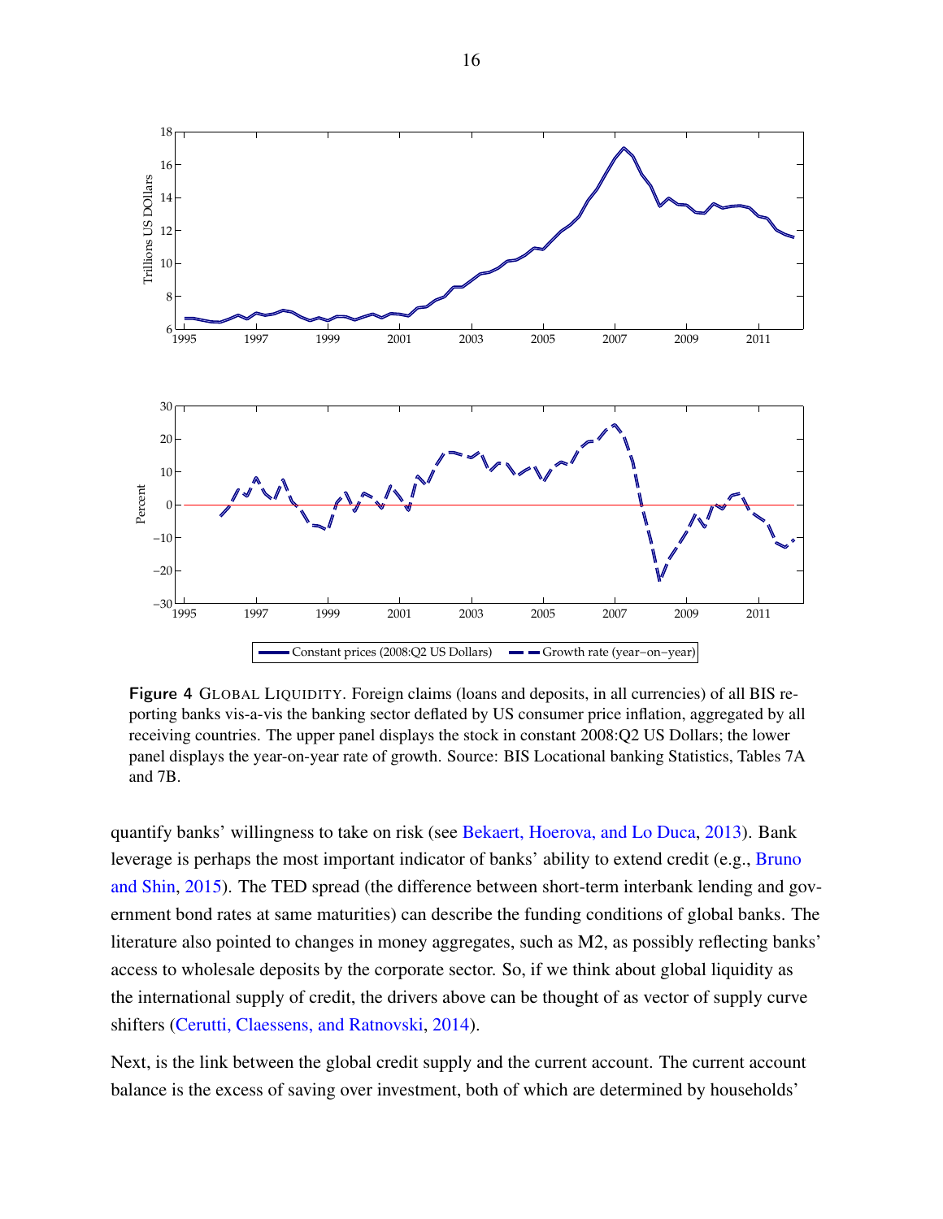**Figure 4** GLOBAL LIQUIDITY. Foreign claims (loans and deposits, in all currencies) of all BIS reporting banks vis-a-vis the banking sector deflated by US consumer price inflation, aggregated by all receiving countries. The upper panel displays the stock in constant 2008:Q2 US Dollars; the lower panel displays the year-on-year rate of growth. Source: BIS Locational banking Statistics, Tables 7A and 7B.

quantify banks' willingness to take on risk (see Bekaert, Hoerova, and Lo Duca, 2013). Bank leverage is perhaps the most important indicator of banks' ability to extend credit (e.g., Bruno and Shin, 2015). The TED spread (the difference between short-term interbank lending and government bond rates at same maturities) can describe the funding conditions of global banks. The literature also pointed to changes in money aggregates, such as M2, as possibly reflecting banks' access to wholesale deposits by the corporate sector. So, if we think about global liquidity as the international supply of credit, the drivers above can be thought of as vector of supply curve shifters (Cerutti, Claessens, and Ratnovski, 2014).

Next, is the link between the global credit supply and the current account. The current account balance is the excess of saving over investment, both of which are determined by households'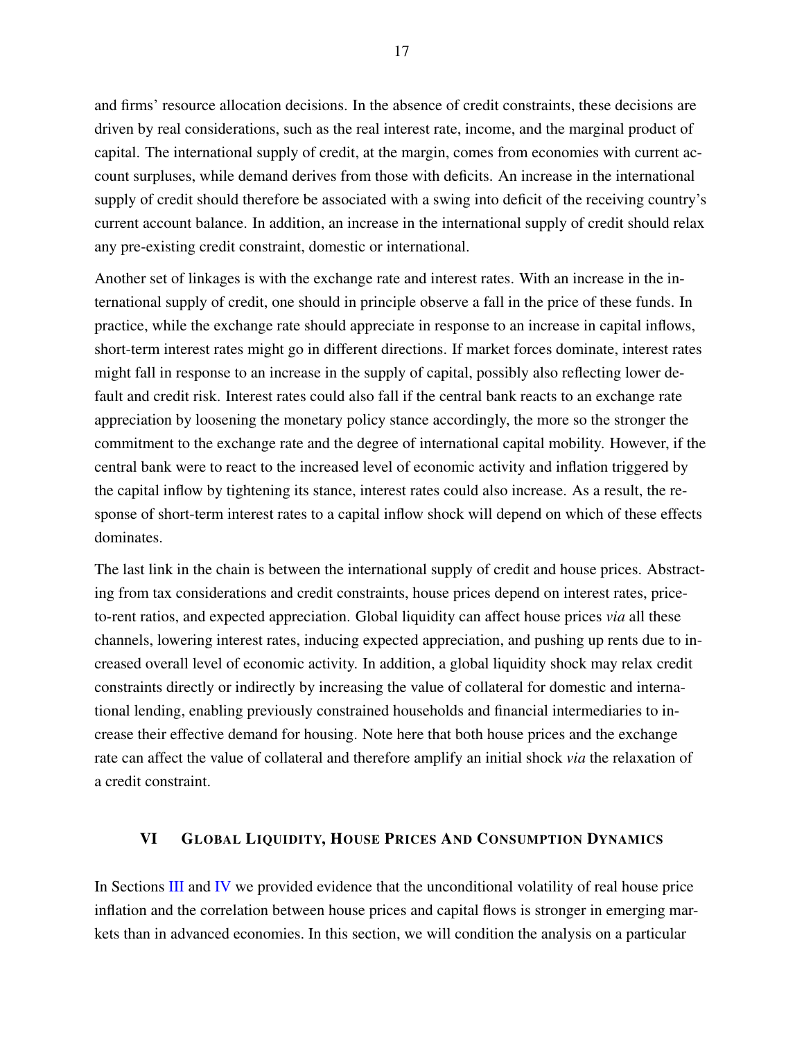and firms' resource allocation decisions. In the absence of credit constraints, these decisions are driven by real considerations, such as the real interest rate, income, and the marginal product of capital. The international supply of credit, at the margin, comes from economies with current account surpluses, while demand derives from those with deficits. An increase in the international supply of credit should therefore be associated with a swing into deficit of the receiving country's current account balance. In addition, an increase in the international supply of credit should relax any pre-existing credit constraint, domestic or international.

Another set of linkages is with the exchange rate and interest rates. With an increase in the international supply of credit, one should in principle observe a fall in the price of these funds. In practice, while the exchange rate should appreciate in response to an increase in capital inflows, short-term interest rates might go in different directions. If market forces dominate, interest rates might fall in response to an increase in the supply of capital, possibly also reflecting lower default and credit risk. Interest rates could also fall if the central bank reacts to an exchange rate appreciation by loosening the monetary policy stance accordingly, the more so the stronger the commitment to the exchange rate and the degree of international capital mobility. However, if the central bank were to react to the increased level of economic activity and inflation triggered by the capital inflow by tightening its stance, interest rates could also increase. As a result, the response of short-term interest rates to a capital inflow shock will depend on which of these effects dominates.

The last link in the chain is between the international supply of credit and house prices. Abstracting from tax considerations and credit constraints, house prices depend on interest rates, price-to-rent ratios, and expected appreciation. Global liquidity can affect house prices *via* all these channels, lowering interest rates, inducing expected appreciation, and pushing up rents due to increased overall level of economic activity. In addition, a global liquidity shock may relax credit constraints directly or indirectly by increasing the value of collateral for domestic and international lending, enabling previously constrained households and financial intermediaries to increase their effective demand for housing. Note here that both house prices and the exchange rate can affect the value of collateral and therefore amplify an initial shock *via* the relaxation of a credit constraint.

## VI Global Liquidity, House Prices And Consumption Dynamics

In Sections III and IV we provided evidence that the unconditional volatility of real house price inflation and the correlation between house prices and capital flows is stronger in emerging markets than in advanced economies. In this section, we will condition the analysis on a particular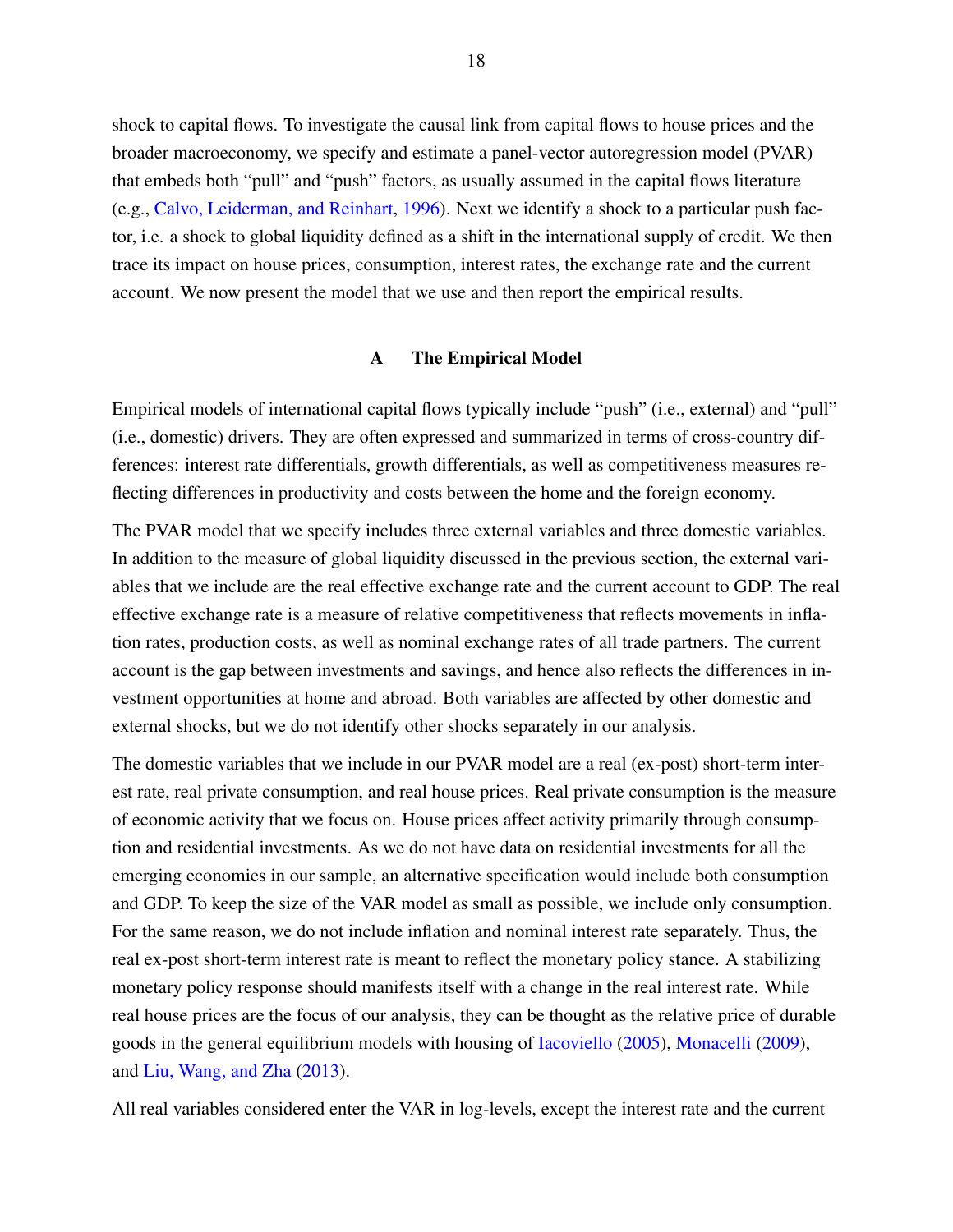shock to capital flows. To investigate the causal link from capital flows to house prices and the broader macroeconomy, we specify and estimate a panel-vector autoregression model (PVAR) that embeds both "pull" and "push" factors, as usually assumed in the capital flows literature (e.g., Calvo, Leiderman, and Reinhart, 1996). Next we identify a shock to a particular push factor, i.e. a shock to global liquidity defined as a shift in the international supply of credit. We then trace its impact on house prices, consumption, interest rates, the exchange rate and the current account. We now present the model that we use and then report the empirical results.

### A The Empirical Model

Empirical models of international capital flows typically include "push" (i.e., external) and "pull" (i.e., domestic) drivers. They are often expressed and summarized in terms of cross-country differences: interest rate differentials, growth differentials, as well as competitiveness measures reflecting differences in productivity and costs between the home and the foreign economy.

The PVAR model that we specify includes three external variables and three domestic variables. In addition to the measure of global liquidity discussed in the previous section, the external variables that we include are the real effective exchange rate and the current account to GDP. The real effective exchange rate is a measure of relative competitiveness that reflects movements in inflation rates, production costs, as well as nominal exchange rates of all trade partners. The current account is the gap between investments and savings, and hence also reflects the differences in investment opportunities at home and abroad. Both variables are affected by other domestic and external shocks, but we do not identify other shocks separately in our analysis.

The domestic variables that we include in our PVAR model are a real (ex-post) short-term interest rate, real private consumption, and real house prices. Real private consumption is the measure of economic activity that we focus on. House prices affect activity primarily through consumption and residential investments. As we do not have data on residential investments for all the emerging economies in our sample, an alternative specification would include both consumption and GDP. To keep the size of the VAR model as small as possible, we include only consumption. For the same reason, we do not include inflation and nominal interest rate separately. Thus, the real ex-post short-term interest rate is meant to reflect the monetary policy stance. A stabilizing monetary policy response should manifests itself with a change in the real interest rate. While real house prices are the focus of our analysis, they can be thought as the relative price of durable goods in the general equilibrium models with housing of Iacoviello (2005), Monacelli (2009), and Liu, Wang, and Zha (2013).

All real variables considered enter the VAR in log-levels, except the interest rate and the current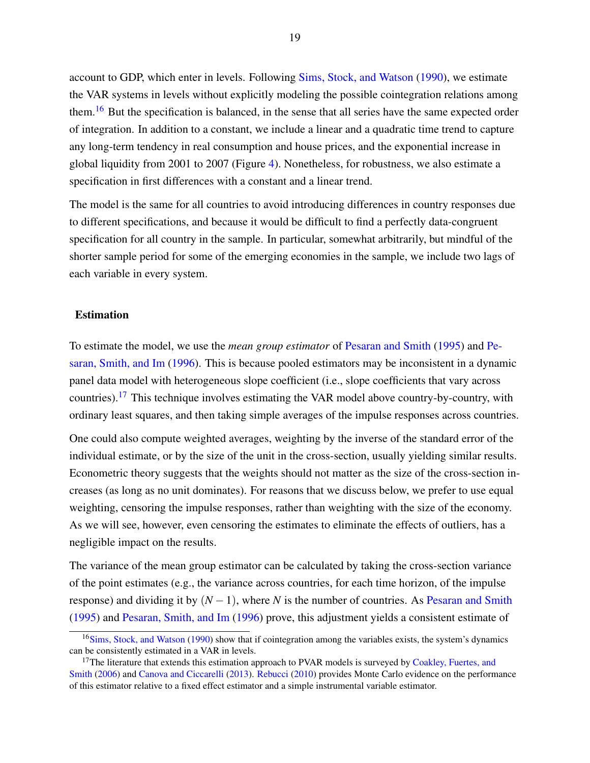account to GDP, which enter in levels. Following Sims, Stock, and Watson (1990), we estimate the VAR systems in levels without explicitly modeling the possible cointegration relations among them.[16] But the specification is balanced, in the sense that all series have the same expected order of integration. In addition to a constant, we include a linear and a quadratic time trend to capture any long-term tendency in real consumption and house prices, and the exponential increase in global liquidity from 2001 to 2007 (Figure 4). Nonetheless, for robustness, we also estimate a specification in first differences with a constant and a linear trend.

The model is the same for all countries to avoid introducing differences in country responses due to different specifications, and because it would be difficult to find a perfectly data-congruent specification for all country in the sample. In particular, somewhat arbitrarily, but mindful of the shorter sample period for some of the emerging economies in the sample, we include two lags of each variable in every system.

### Estimation

To estimate the model, we use the *mean group estimator* of Pesaran and Smith (1995) and Pesaran, Smith, and Im (1996). This is because pooled estimators may be inconsistent in a dynamic panel data model with heterogeneous slope coefficient (i.e., slope coefficients that vary across countries).[17] This technique involves estimating the VAR model above country-by-country, with ordinary least squares, and then taking simple averages of the impulse responses across countries.

One could also compute weighted averages, weighting by the inverse of the standard error of the individual estimate, or by the size of the unit in the cross-section, usually yielding similar results. Econometric theory suggests that the weights should not matter as the size of the cross-section increases (as long as no unit dominates). For reasons that we discuss below, we prefer to use equal weighting, censoring the impulse responses, rather than weighting with the size of the economy. As we will see, however, even censoring the estimates to eliminate the effects of outliers, has a negligible impact on the results.

The variance of the mean group estimator can be calculated by taking the cross-section variance of the point estimates (e.g., the variance across countries, for each time horizon, of the impulse response) and dividing it by $(N-1)$, where $N$ is the number of countries. As Pesaran and Smith (1995) and Pesaran, Smith, and Im (1996) prove, this adjustment yields a consistent estimate of

[16] Sims, Stock, and Watson (1990) show that if cointegration among the variables exists, the system's dynamics can be consistently estimated in a VAR in levels.

[17] The literature that extends this estimation approach to PVAR models is surveyed by Coakley, Fuertes, and Smith (2006) and Canova and Ciccarelli (2013). Rebucci (2010) provides Monte Carlo evidence on the performance of this estimator relative to a fixed effect estimator and a simple instrumental variable estimator.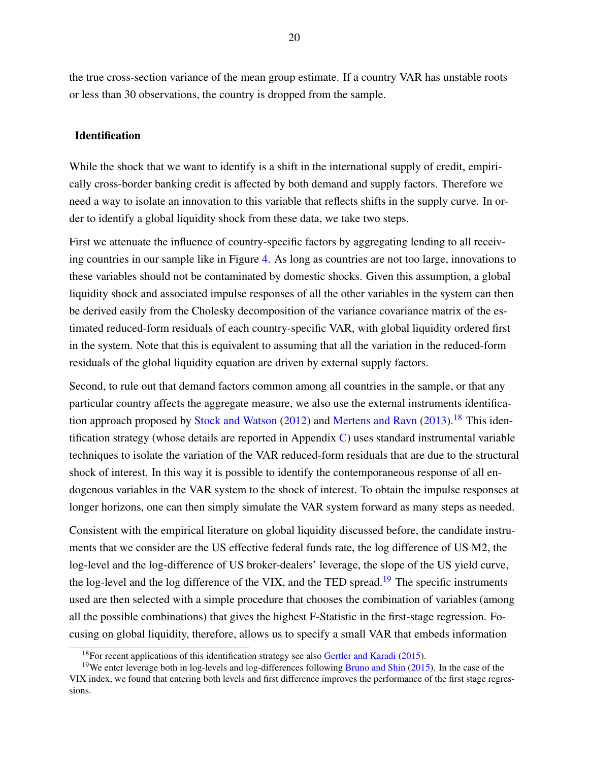the true cross-section variance of the mean group estimate. If a country VAR has unstable roots or less than 30 observations, the country is dropped from the sample.

### Identification

While the shock that we want to identify is a shift in the international supply of credit, empirically cross-border banking credit is affected by both demand and supply factors. Therefore we need a way to isolate an innovation to this variable that reflects shifts in the supply curve. In order to identify a global liquidity shock from these data, we take two steps.

First we attenuate the influence of country-specific factors by aggregating lending to all receiving countries in our sample like in Figure 4. As long as countries are not too large, innovations to these variables should not be contaminated by domestic shocks. Given this assumption, a global liquidity shock and associated impulse responses of all the other variables in the system can then be derived easily from the Cholesky decomposition of the variance covariance matrix of the estimated reduced-form residuals of each country-specific VAR, with global liquidity ordered first in the system. Note that this is equivalent to assuming that all the variation in the reduced-form residuals of the global liquidity equation are driven by external supply factors.

Second, to rule out that demand factors common among all countries in the sample, or that any particular country affects the aggregate measure, we also use the external instruments identification approach proposed by Stock and Watson (2012) and Mertens and Ravn (2013).[18] This identification strategy (whose details are reported in Appendix C) uses standard instrumental variable techniques to isolate the variation of the VAR reduced-form residuals that are due to the structural shock of interest. In this way it is possible to identify the contemporaneous response of all endogenous variables in the VAR system to the shock of interest. To obtain the impulse responses at longer horizons, one can then simply simulate the VAR system forward as many steps as needed.

Consistent with the empirical literature on global liquidity discussed before, the candidate instruments that we consider are the US effective federal funds rate, the log difference of US M2, the log-level and the log-difference of US broker-dealers' leverage, the slope of the US yield curve, the log-level and the log difference of the VIX, and the TED spread.[19] The specific instruments used are then selected with a simple procedure that chooses the combination of variables (among all the possible combinations) that gives the highest F-Statistic in the first-stage regression. Focusing on global liquidity, therefore, allows us to specify a small VAR that embeds information

[18] For recent applications of this identification strategy see also Gertler and Karadi (2015).

[19] We enter leverage both in log-levels and log-differences following Bruno and Shin (2015). In the case of the VIX index, we found that entering both levels and first difference improves the performance of the first stage regressions.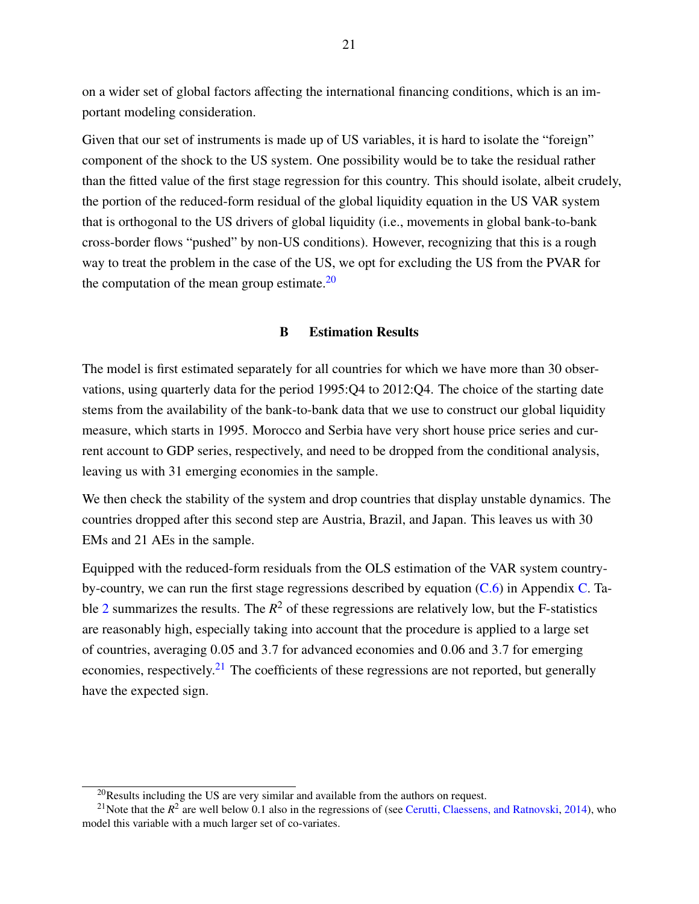on a wider set of global factors affecting the international financing conditions, which is an important modeling consideration.

Given that our set of instruments is made up of US variables, it is hard to isolate the "foreign" component of the shock to the US system. One possibility would be to take the residual rather than the fitted value of the first stage regression for this country. This should isolate, albeit crudely, the portion of the reduced-form residual of the global liquidity equation in the US VAR system that is orthogonal to the US drivers of global liquidity (i.e., movements in global bank-to-bank cross-border flows "pushed" by non-US conditions). However, recognizing that this is a rough way to treat the problem in the case of the US, we opt for excluding the US from the PVAR for the computation of the mean group estimate.[20]

### B Estimation Results

The model is first estimated separately for all countries for which we have more than 30 observations, using quarterly data for the period 1995:Q4 to 2012:Q4. The choice of the starting date stems from the availability of the bank-to-bank data that we use to construct our global liquidity measure, which starts in 1995. Morocco and Serbia have very short house price series and current account to GDP series, respectively, and need to be dropped from the conditional analysis, leaving us with 31 emerging economies in the sample.

We then check the stability of the system and drop countries that display unstable dynamics. The countries dropped after this second step are Austria, Brazil, and Japan. This leaves us with 30 EMs and 21 AEs in the sample.

Equipped with the reduced-form residuals from the OLS estimation of the VAR system country-by-country, we can run the first stage regressions described by equation (C.6) in Appendix C. Table 2 summarizes the results. The $R^2$ of these regressions are relatively low, but the F-statistics are reasonably high, especially taking into account that the procedure is applied to a large set of countries, averaging 0.05 and 3.7 for advanced economies and 0.06 and 3.7 for emerging economies, respectively.[21] The coefficients of these regressions are not reported, but generally have the expected sign.

---

[20] Results including the US are very similar and available from the authors on request.

[21] Note that the $R^2$ are well below 0.1 also in the regressions of (see Cerutti, Claessens, and Ratnovski, 2014), who model this variable with a much larger set of co-variates.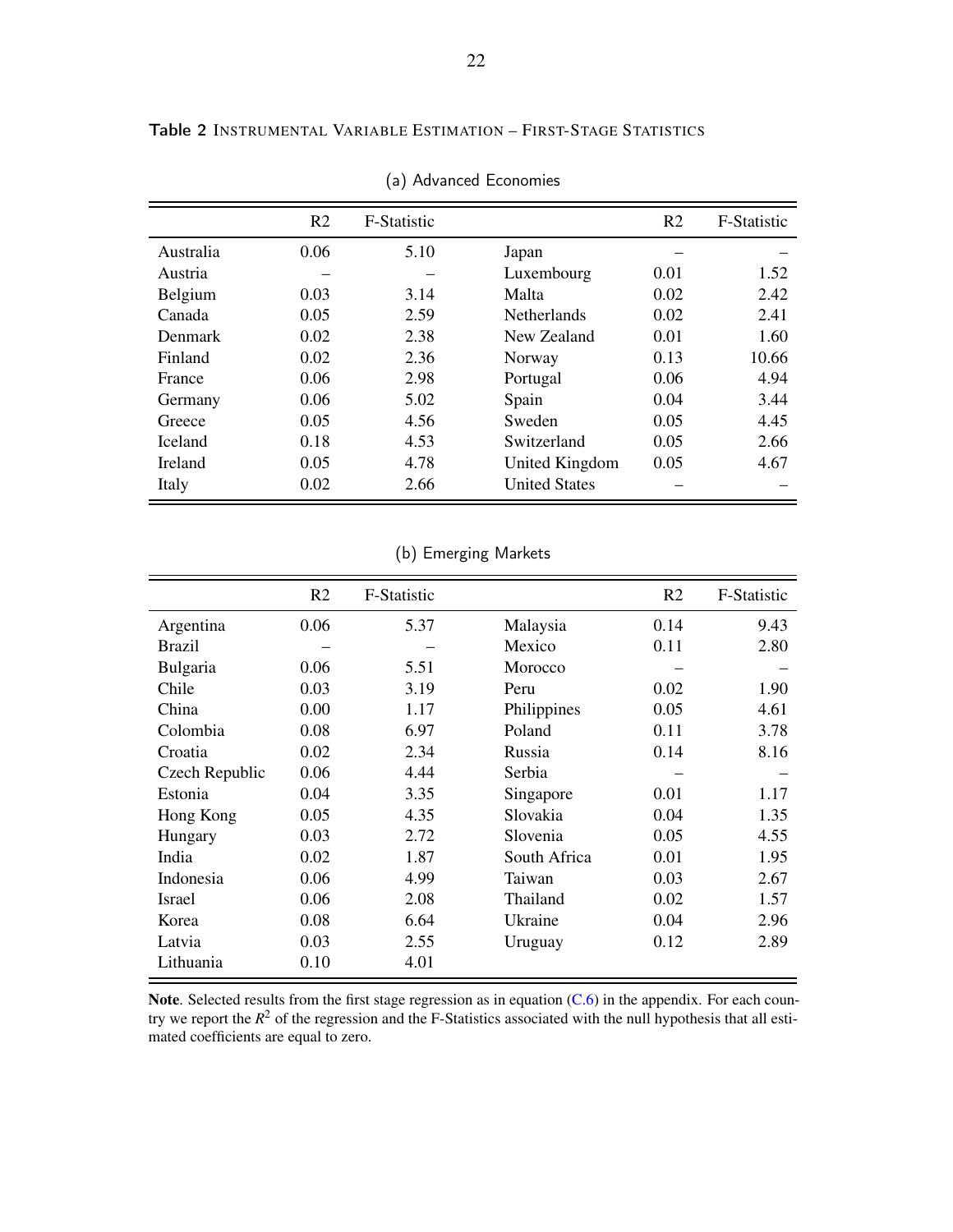**Table 2** Instrumental Variable Estimation – First-Stage Statistics

(a) Advanced Economies

| | R2 | F-Statistic | | R2 | F-Statistic |
|---|---|---|---|---|---|
| Australia | 0.06 | 5.10 | Japan | – | – |
| Austria | – | – | Luxembourg | 0.01 | 1.52 |
| Belgium | 0.03 | 3.14 | Malta | 0.02 | 2.42 |
| Canada | 0.05 | 2.59 | Netherlands | 0.02 | 2.41 |
| Denmark | 0.02 | 2.38 | New Zealand | 0.01 | 1.60 |
| Finland | 0.02 | 2.36 | Norway | 0.13 | 10.66 |
| France | 0.06 | 2.98 | Portugal | 0.06 | 4.94 |
| Germany | 0.06 | 5.02 | Spain | 0.04 | 3.44 |
| Greece | 0.05 | 4.56 | Sweden | 0.05 | 4.45 |
| Iceland | 0.18 | 4.53 | Switzerland | 0.05 | 2.66 |
| Ireland | 0.05 | 4.78 | United Kingdom | 0.05 | 4.67 |
| Italy | 0.02 | 2.66 | United States | – | – |

(b) Emerging Markets

| | R2 | F-Statistic | | R2 | F-Statistic |
|---|---|---|---|---|---|
| Argentina | 0.06 | 5.37 | Malaysia | 0.14 | 9.43 |
| Brazil | – | – | Mexico | 0.11 | 2.80 |
| Bulgaria | 0.06 | 5.51 | Morocco | – | – |
| Chile | 0.03 | 3.19 | Peru | 0.02 | 1.90 |
| China | 0.00 | 1.17 | Philippines | 0.05 | 4.61 |
| Colombia | 0.08 | 6.97 | Poland | 0.11 | 3.78 |
| Croatia | 0.02 | 2.34 | Russia | 0.14 | 8.16 |
| Czech Republic | 0.06 | 4.44 | Serbia | – | – |
| Estonia | 0.04 | 3.35 | Singapore | 0.01 | 1.17 |
| Hong Kong | 0.05 | 4.35 | Slovakia | 0.04 | 1.35 |
| Hungary | 0.03 | 2.72 | Slovenia | 0.05 | 4.55 |
| India | 0.02 | 1.87 | South Africa | 0.01 | 1.95 |
| Indonesia | 0.06 | 4.99 | Taiwan | 0.03 | 2.67 |
| Israel | 0.06 | 2.08 | Thailand | 0.02 | 1.57 |
| Korea | 0.08 | 6.64 | Ukraine | 0.04 | 2.96 |
| Latvia | 0.03 | 2.55 | Uruguay | 0.12 | 2.89 |
| Lithuania | 0.10 | 4.01 | | | |

**Note**. Selected results from the first stage regression as in equation (C.6) in the appendix. For each country we report the $R^2$ of the regression and the F-Statistics associated with the null hypothesis that all estimated coefficients are equal to zero.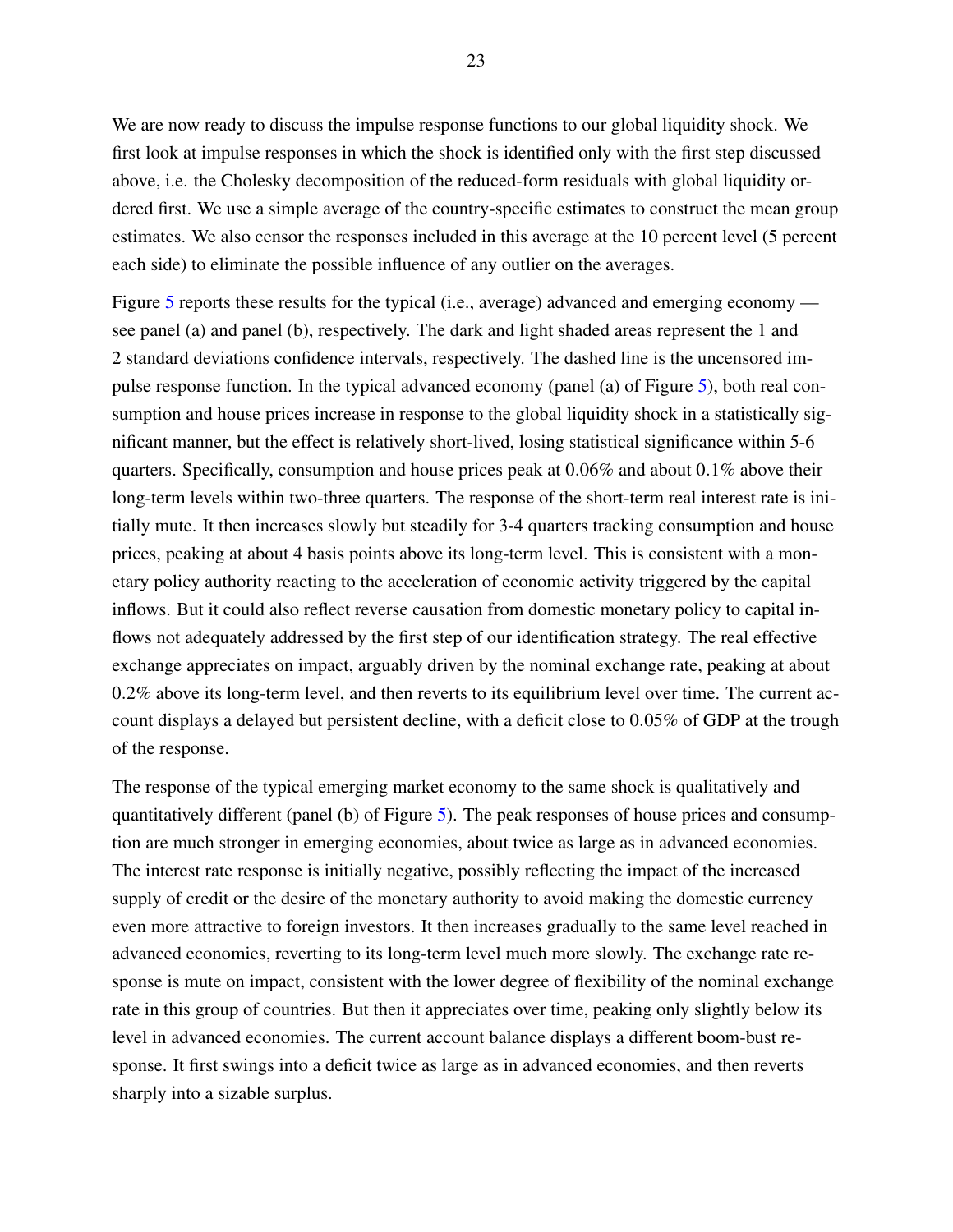We are now ready to discuss the impulse response functions to our global liquidity shock. We first look at impulse responses in which the shock is identified only with the first step discussed above, i.e. the Cholesky decomposition of the reduced-form residuals with global liquidity ordered first. We use a simple average of the country-specific estimates to construct the mean group estimates. We also censor the responses included in this average at the 10 percent level (5 percent each side) to eliminate the possible influence of any outlier on the averages.

Figure 5 reports these results for the typical (i.e., average) advanced and emerging economy — see panel (a) and panel (b), respectively. The dark and light shaded areas represent the 1 and 2 standard deviations confidence intervals, respectively. The dashed line is the uncensored impulse response function. In the typical advanced economy (panel (a) of Figure 5), both real consumption and house prices increase in response to the global liquidity shock in a statistically significant manner, but the effect is relatively short-lived, losing statistical significance within 5-6 quarters. Specifically, consumption and house prices peak at 0.06% and about 0.1% above their long-term levels within two-three quarters. The response of the short-term real interest rate is initially mute. It then increases slowly but steadily for 3-4 quarters tracking consumption and house prices, peaking at about 4 basis points above its long-term level. This is consistent with a monetary policy authority reacting to the acceleration of economic activity triggered by the capital inflows. But it could also reflect reverse causation from domestic monetary policy to capital inflows not adequately addressed by the first step of our identification strategy. The real effective exchange appreciates on impact, arguably driven by the nominal exchange rate, peaking at about 0.2% above its long-term level, and then reverts to its equilibrium level over time. The current account displays a delayed but persistent decline, with a deficit close to 0.05% of GDP at the trough of the response.

The response of the typical emerging market economy to the same shock is qualitatively and quantitatively different (panel (b) of Figure 5). The peak responses of house prices and consumption are much stronger in emerging economies, about twice as large as in advanced economies. The interest rate response is initially negative, possibly reflecting the impact of the increased supply of credit or the desire of the monetary authority to avoid making the domestic currency even more attractive to foreign investors. It then increases gradually to the same level reached in advanced economies, reverting to its long-term level much more slowly. The exchange rate response is mute on impact, consistent with the lower degree of flexibility of the nominal exchange rate in this group of countries. But then it appreciates over time, peaking only slightly below its level in advanced economies. The current account balance displays a different boom-bust response. It first swings into a deficit twice as large as in advanced economies, and then reverts sharply into a sizable surplus.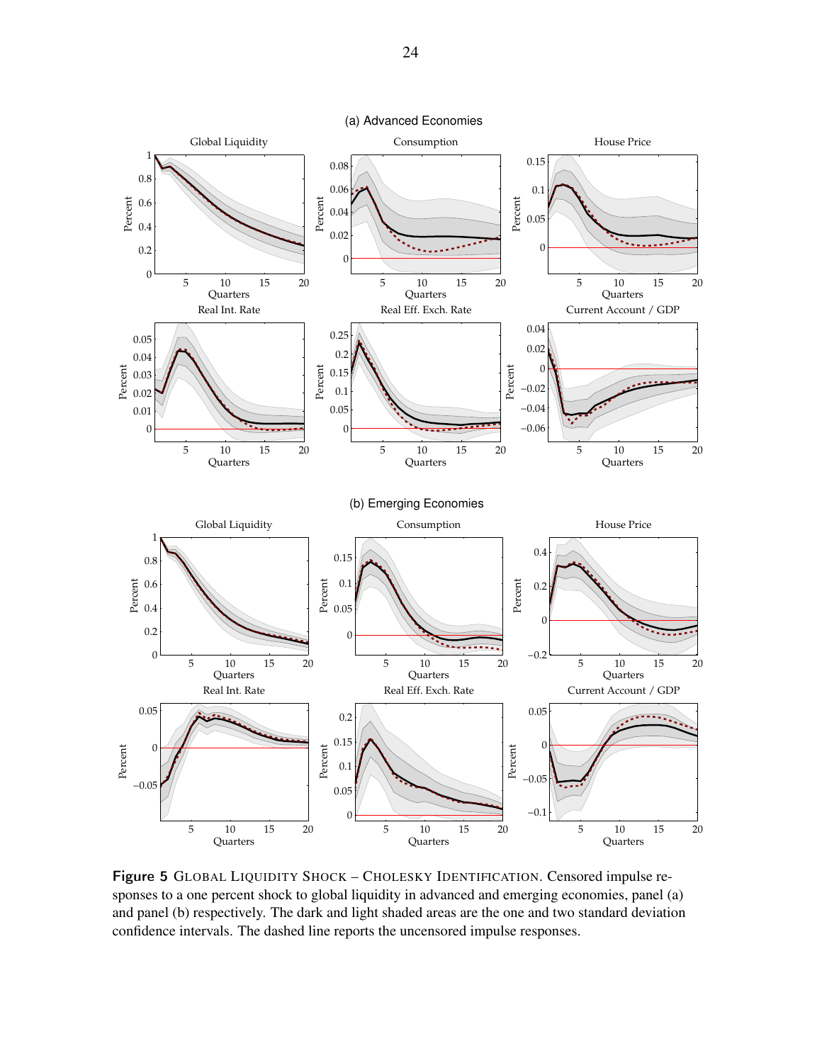**Figure 5** Global Liquidity Shock – Cholesky Identification. Censored impulse responses to a one percent shock to global liquidity in advanced and emerging economies, panel (a) and panel (b) respectively. The dark and light shaded areas are the one and two standard deviation confidence intervals. The dashed line reports the uncensored impulse responses.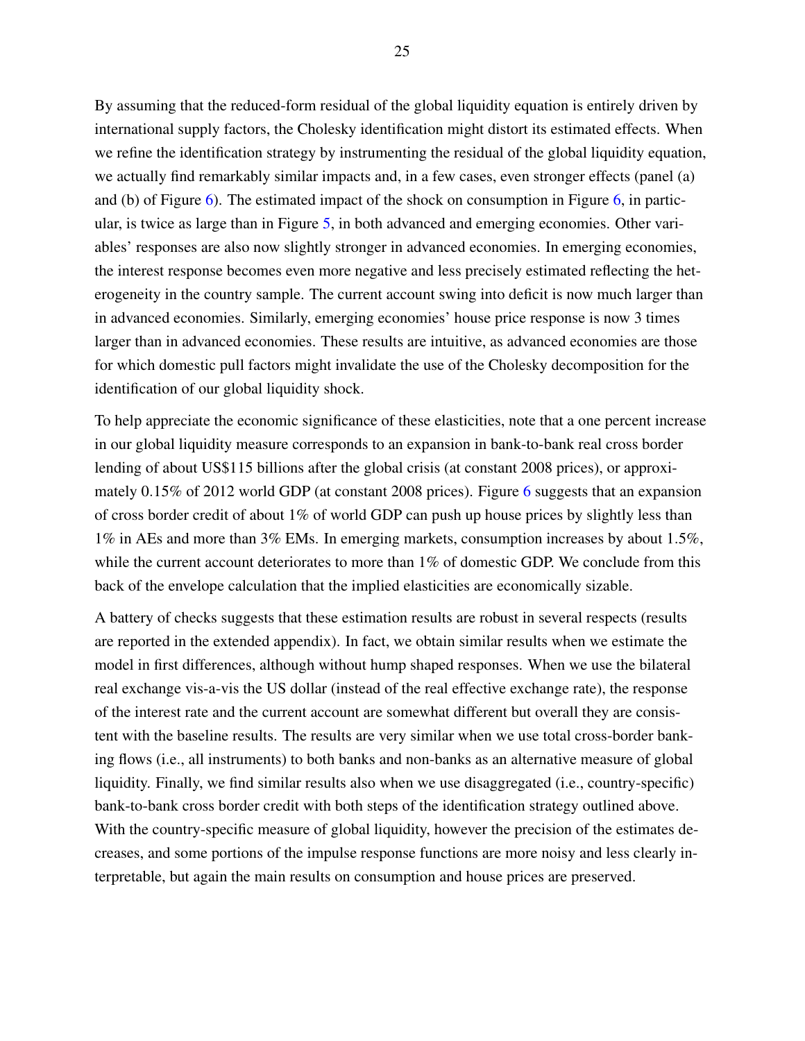By assuming that the reduced-form residual of the global liquidity equation is entirely driven by international supply factors, the Cholesky identification might distort its estimated effects. When we refine the identification strategy by instrumenting the residual of the global liquidity equation, we actually find remarkably similar impacts and, in a few cases, even stronger effects (panel (a) and (b) of Figure 6). The estimated impact of the shock on consumption in Figure 6, in particular, is twice as large than in Figure 5, in both advanced and emerging economies. Other variables' responses are also now slightly stronger in advanced economies. In emerging economies, the interest response becomes even more negative and less precisely estimated reflecting the heterogeneity in the country sample. The current account swing into deficit is now much larger than in advanced economies. Similarly, emerging economies' house price response is now 3 times larger than in advanced economies. These results are intuitive, as advanced economies are those for which domestic pull factors might invalidate the use of the Cholesky decomposition for the identification of our global liquidity shock.

To help appreciate the economic significance of these elasticities, note that a one percent increase in our global liquidity measure corresponds to an expansion in bank-to-bank real cross border lending of about US$115 billions after the global crisis (at constant 2008 prices), or approximately 0.15% of 2012 world GDP (at constant 2008 prices). Figure 6 suggests that an expansion of cross border credit of about 1% of world GDP can push up house prices by slightly less than 1% in AEs and more than 3% EMs. In emerging markets, consumption increases by about 1.5%, while the current account deteriorates to more than 1% of domestic GDP. We conclude from this back of the envelope calculation that the implied elasticities are economically sizable.

A battery of checks suggests that these estimation results are robust in several respects (results are reported in the extended appendix). In fact, we obtain similar results when we estimate the model in first differences, although without hump shaped responses. When we use the bilateral real exchange vis-a-vis the US dollar (instead of the real effective exchange rate), the response of the interest rate and the current account are somewhat different but overall they are consistent with the baseline results. The results are very similar when we use total cross-border banking flows (i.e., all instruments) to both banks and non-banks as an alternative measure of global liquidity. Finally, we find similar results also when we use disaggregated (i.e., country-specific) bank-to-bank cross border credit with both steps of the identification strategy outlined above. With the country-specific measure of global liquidity, however the precision of the estimates decreases, and some portions of the impulse response functions are more noisy and less clearly interpretable, but again the main results on consumption and house prices are preserved.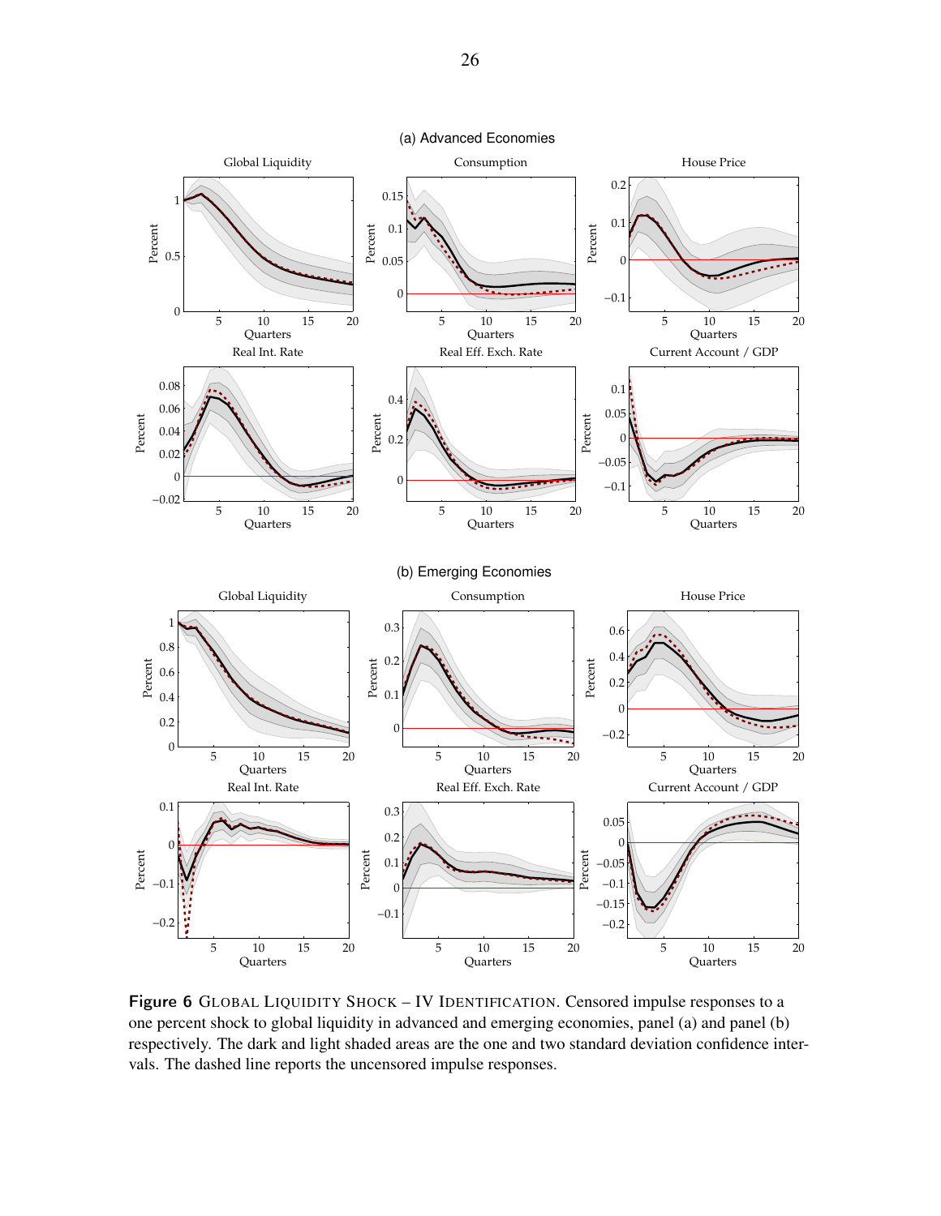**Figure 6** GLOBAL LIQUIDITY SHOCK – IV IDENTIFICATION. Censored impulse responses to a one percent shock to global liquidity in advanced and emerging economies, panel (a) and panel (b) respectively. The dark and light shaded areas are the one and two standard deviation confidence intervals. The dashed line reports the uncensored impulse responses.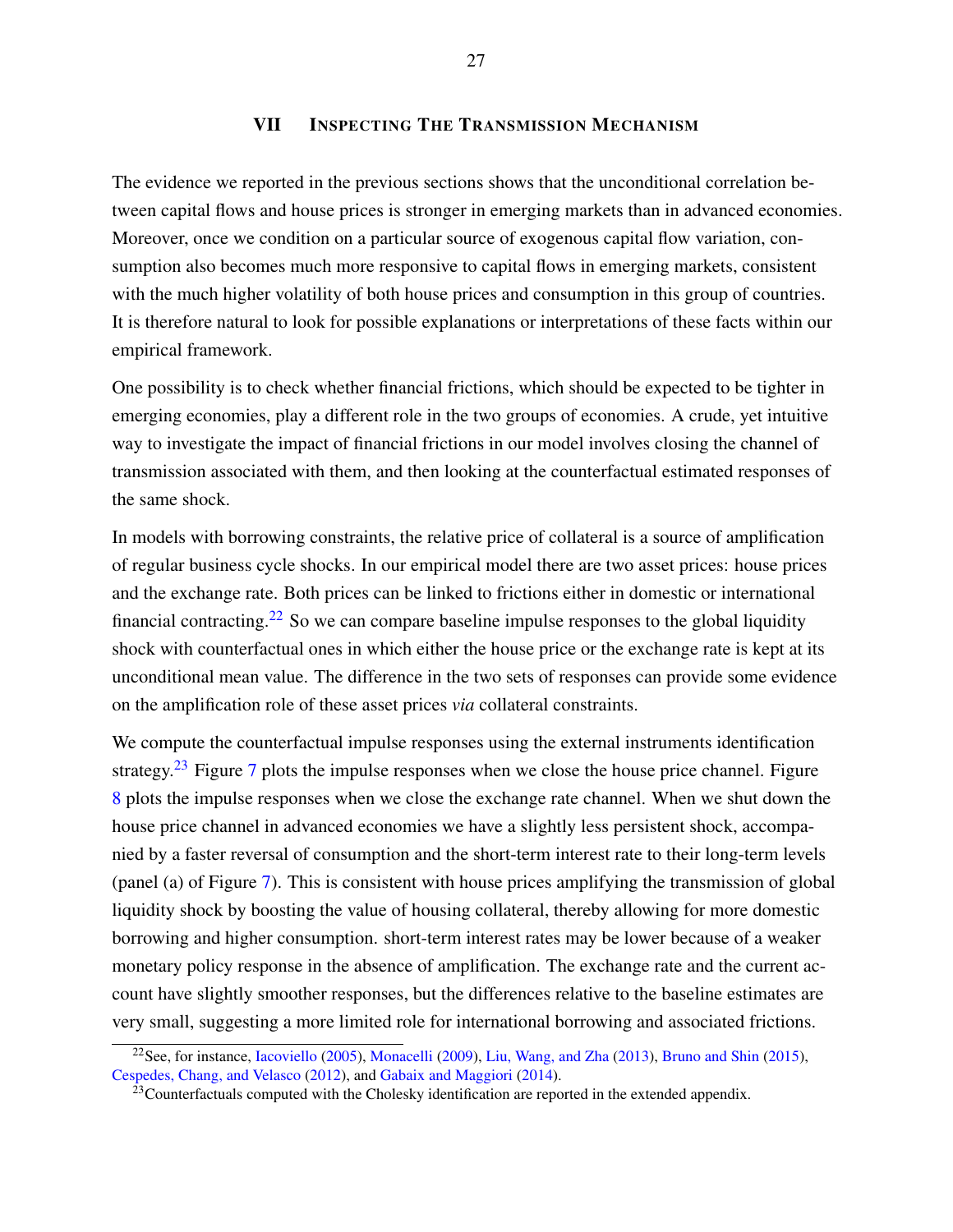## VII Inspecting The Transmission Mechanism

The evidence we reported in the previous sections shows that the unconditional correlation between capital flows and house prices is stronger in emerging markets than in advanced economies. Moreover, once we condition on a particular source of exogenous capital flow variation, consumption also becomes much more responsive to capital flows in emerging markets, consistent with the much higher volatility of both house prices and consumption in this group of countries. It is therefore natural to look for possible explanations or interpretations of these facts within our empirical framework.

One possibility is to check whether financial frictions, which should be expected to be tighter in emerging economies, play a different role in the two groups of economies. A crude, yet intuitive way to investigate the impact of financial frictions in our model involves closing the channel of transmission associated with them, and then looking at the counterfactual estimated responses of the same shock.

In models with borrowing constraints, the relative price of collateral is a source of amplification of regular business cycle shocks. In our empirical model there are two asset prices: house prices and the exchange rate. Both prices can be linked to frictions either in domestic or international financial contracting.[22] So we can compare baseline impulse responses to the global liquidity shock with counterfactual ones in which either the house price or the exchange rate is kept at its unconditional mean value. The difference in the two sets of responses can provide some evidence on the amplification role of these asset prices *via* collateral constraints.

We compute the counterfactual impulse responses using the external instruments identification strategy.[23] Figure 7 plots the impulse responses when we close the house price channel. Figure 8 plots the impulse responses when we close the exchange rate channel. When we shut down the house price channel in advanced economies we have a slightly less persistent shock, accompanied by a faster reversal of consumption and the short-term interest rate to their long-term levels (panel (a) of Figure 7). This is consistent with house prices amplifying the transmission of global liquidity shock by boosting the value of housing collateral, thereby allowing for more domestic borrowing and higher consumption. short-term interest rates may be lower because of a weaker monetary policy response in the absence of amplification. The exchange rate and the current account have slightly smoother responses, but the differences relative to the baseline estimates are very small, suggesting a more limited role for international borrowing and associated frictions.

[22] See, for instance, Iacoviello (2005), Monacelli (2009), Liu, Wang, and Zha (2013), Bruno and Shin (2015), Cespedes, Chang, and Velasco (2012), and Gabaix and Maggiori (2014).

[23] Counterfactuals computed with the Cholesky identification are reported in the extended appendix.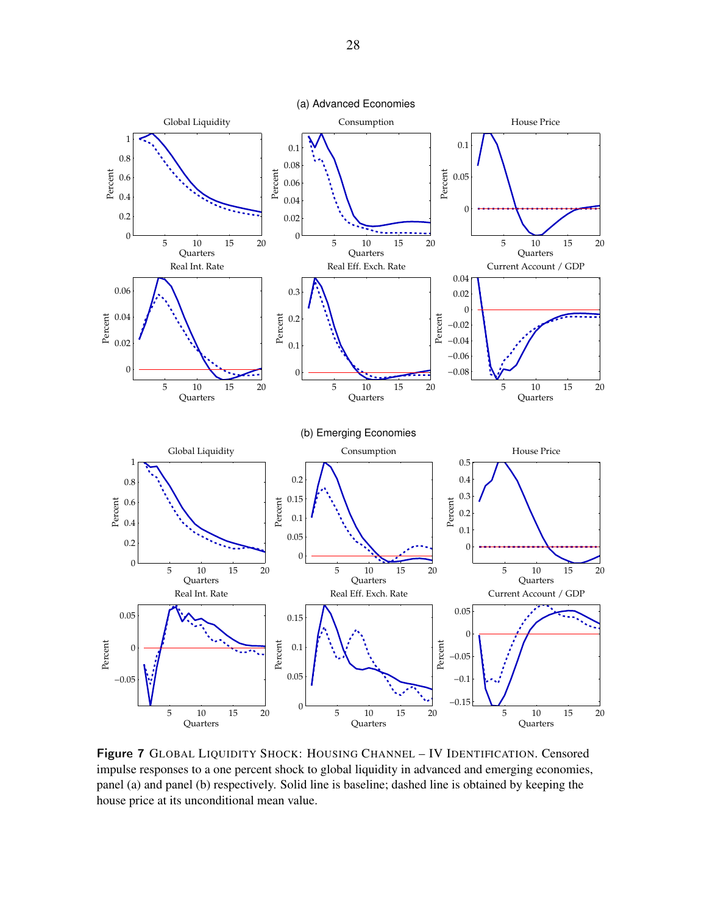(a) Advanced Economies

(b) Emerging Economies

**Figure 7** GLOBAL LIQUIDITY SHOCK: HOUSING CHANNEL – IV IDENTIFICATION. Censored impulse responses to a one percent shock to global liquidity in advanced and emerging economies, panel (a) and panel (b) respectively. Solid line is baseline; dashed line is obtained by keeping the house price at its unconditional mean value.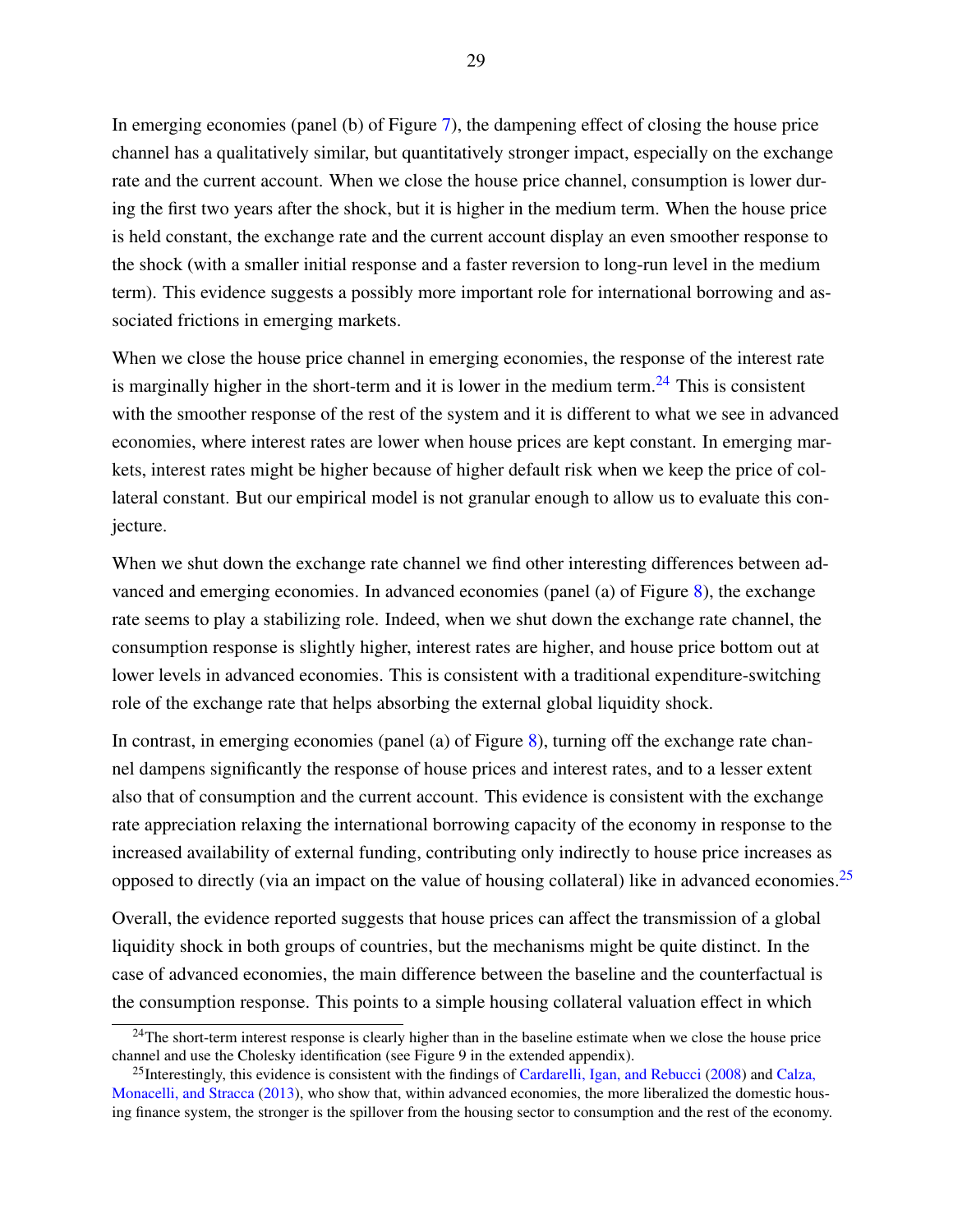In emerging economies (panel (b) of Figure 7), the dampening effect of closing the house price channel has a qualitatively similar, but quantitatively stronger impact, especially on the exchange rate and the current account. When we close the house price channel, consumption is lower during the first two years after the shock, but it is higher in the medium term. When the house price is held constant, the exchange rate and the current account display an even smoother response to the shock (with a smaller initial response and a faster reversion to long-run level in the medium term). This evidence suggests a possibly more important role for international borrowing and associated frictions in emerging markets.

When we close the house price channel in emerging economies, the response of the interest rate is marginally higher in the short-term and it is lower in the medium term.[24] This is consistent with the smoother response of the rest of the system and it is different to what we see in advanced economies, where interest rates are lower when house prices are kept constant. In emerging markets, interest rates might be higher because of higher default risk when we keep the price of collateral constant. But our empirical model is not granular enough to allow us to evaluate this conjecture.

When we shut down the exchange rate channel we find other interesting differences between advanced and emerging economies. In advanced economies (panel (a) of Figure 8), the exchange rate seems to play a stabilizing role. Indeed, when we shut down the exchange rate channel, the consumption response is slightly higher, interest rates are higher, and house price bottom out at lower levels in advanced economies. This is consistent with a traditional expenditure-switching role of the exchange rate that helps absorbing the external global liquidity shock.

In contrast, in emerging economies (panel (a) of Figure 8), turning off the exchange rate channel dampens significantly the response of house prices and interest rates, and to a lesser extent also that of consumption and the current account. This evidence is consistent with the exchange rate appreciation relaxing the international borrowing capacity of the economy in response to the increased availability of external funding, contributing only indirectly to house price increases as opposed to directly (via an impact on the value of housing collateral) like in advanced economies.[25]

Overall, the evidence reported suggests that house prices can affect the transmission of a global liquidity shock in both groups of countries, but the mechanisms might be quite distinct. In the case of advanced economies, the main difference between the baseline and the counterfactual is the consumption response. This points to a simple housing collateral valuation effect in which

[24] The short-term interest response is clearly higher than in the baseline estimate when we close the house price channel and use the Cholesky identification (see Figure 9 in the extended appendix).

[25] Interestingly, this evidence is consistent with the findings of Cardarelli, Igan, and Rebucci (2008) and Calza, Monacelli, and Stracca (2013), who show that, within advanced economies, the more liberalized the domestic housing finance system, the stronger is the spillover from the housing sector to consumption and the rest of the economy.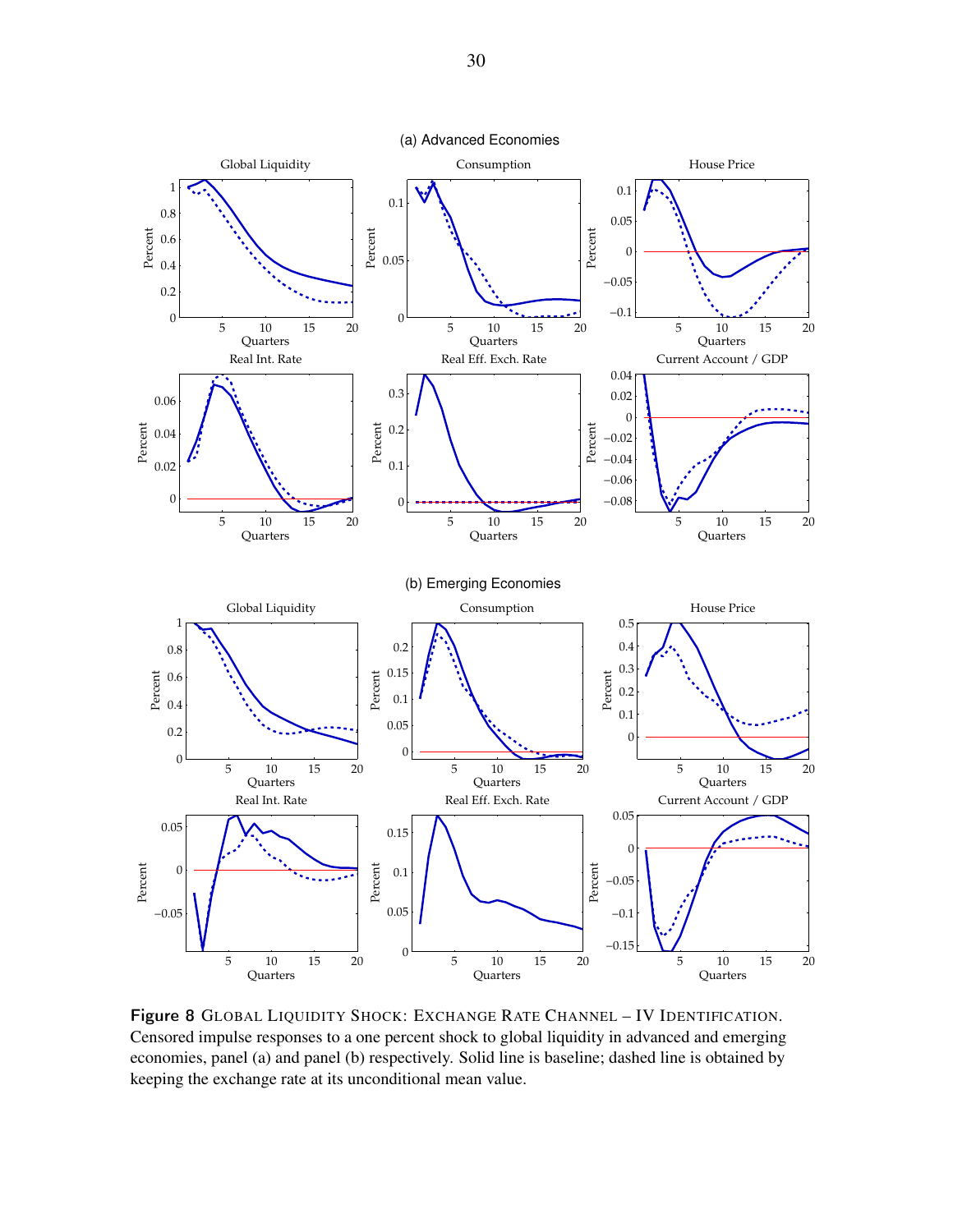(a) Advanced Economies

(b) Emerging Economies

**Figure 8** GLOBAL LIQUIDITY SHOCK: EXCHANGE RATE CHANNEL – IV IDENTIFICATION. Censored impulse responses to a one percent shock to global liquidity in advanced and emerging economies, panel (a) and panel (b) respectively. Solid line is baseline; dashed line is obtained by keeping the exchange rate at its unconditional mean value.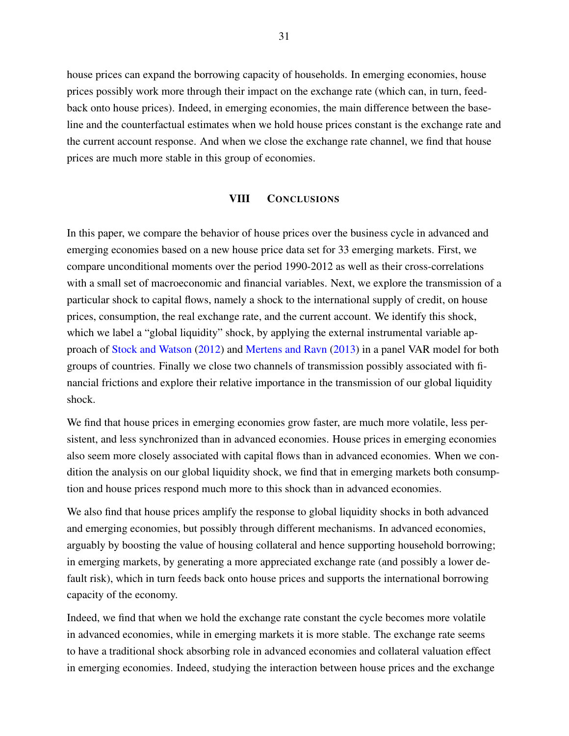house prices can expand the borrowing capacity of households. In emerging economies, house prices possibly work more through their impact on the exchange rate (which can, in turn, feedback onto house prices). Indeed, in emerging economies, the main difference between the baseline and the counterfactual estimates when we hold house prices constant is the exchange rate and the current account response. And when we close the exchange rate channel, we find that house prices are much more stable in this group of economies.

## VIII Conclusions

In this paper, we compare the behavior of house prices over the business cycle in advanced and emerging economies based on a new house price data set for 33 emerging markets. First, we compare unconditional moments over the period 1990-2012 as well as their cross-correlations with a small set of macroeconomic and financial variables. Next, we explore the transmission of a particular shock to capital flows, namely a shock to the international supply of credit, on house prices, consumption, the real exchange rate, and the current account. We identify this shock, which we label a "global liquidity" shock, by applying the external instrumental variable approach of Stock and Watson (2012) and Mertens and Ravn (2013) in a panel VAR model for both groups of countries. Finally we close two channels of transmission possibly associated with financial frictions and explore their relative importance in the transmission of our global liquidity shock.

We find that house prices in emerging economies grow faster, are much more volatile, less persistent, and less synchronized than in advanced economies. House prices in emerging economies also seem more closely associated with capital flows than in advanced economies. When we condition the analysis on our global liquidity shock, we find that in emerging markets both consumption and house prices respond much more to this shock than in advanced economies.

We also find that house prices amplify the response to global liquidity shocks in both advanced and emerging economies, but possibly through different mechanisms. In advanced economies, arguably by boosting the value of housing collateral and hence supporting household borrowing; in emerging markets, by generating a more appreciated exchange rate (and possibly a lower default risk), which in turn feeds back onto house prices and supports the international borrowing capacity of the economy.

Indeed, we find that when we hold the exchange rate constant the cycle becomes more volatile in advanced economies, while in emerging markets it is more stable. The exchange rate seems to have a traditional shock absorbing role in advanced economies and collateral valuation effect in emerging economies. Indeed, studying the interaction between house prices and the exchange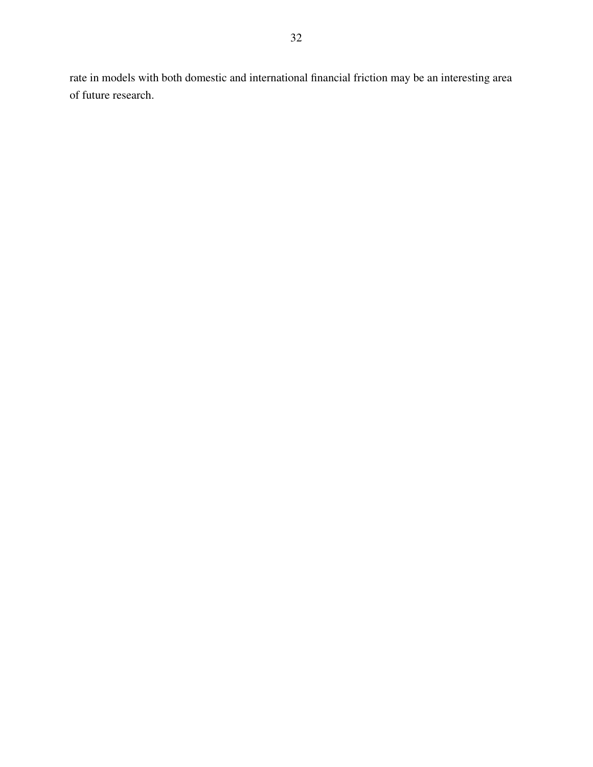rate in models with both domestic and international financial friction may be an interesting area of future research.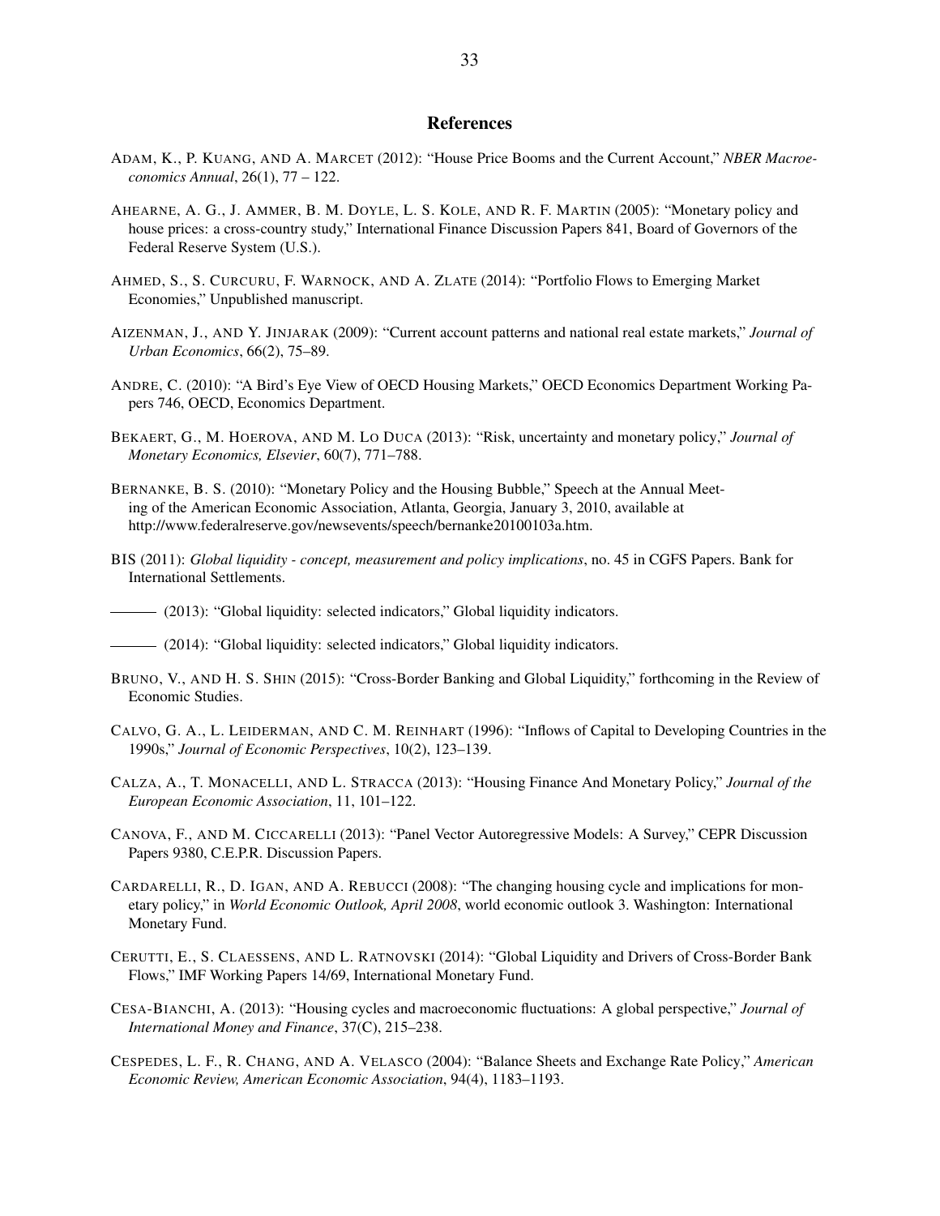## References

ADAM, K., P. KUANG, AND A. MARCET (2012): "House Price Booms and the Current Account," *NBER Macroeconomics Annual*, 26(1), 77 – 122.

AHEARNE, A. G., J. AMMER, B. M. DOYLE, L. S. KOLE, AND R. F. MARTIN (2005): "Monetary policy and house prices: a cross-country study," International Finance Discussion Papers 841, Board of Governors of the Federal Reserve System (U.S.).

AHMED, S., S. CURCURU, F. WARNOCK, AND A. ZLATE (2014): "Portfolio Flows to Emerging Market Economies," Unpublished manuscript.

AIZENMAN, J., AND Y. JINJARAK (2009): "Current account patterns and national real estate markets," *Journal of Urban Economics*, 66(2), 75–89.

ANDRE, C. (2010): "A Bird's Eye View of OECD Housing Markets," OECD Economics Department Working Papers 746, OECD, Economics Department.

BEKAERT, G., M. HOEROVA, AND M. LO DUCA (2013): "Risk, uncertainty and monetary policy," *Journal of Monetary Economics, Elsevier*, 60(7), 771–788.

BERNANKE, B. S. (2010): "Monetary Policy and the Housing Bubble," Speech at the Annual Meeting of the American Economic Association, Atlanta, Georgia, January 3, 2010, available at http://www.federalreserve.gov/newsevents/speech/bernanke20100103a.htm.

BIS (2011): *Global liquidity - concept, measurement and policy implications*, no. 45 in CGFS Papers. Bank for International Settlements.

——— (2013): "Global liquidity: selected indicators," Global liquidity indicators.

——— (2014): "Global liquidity: selected indicators," Global liquidity indicators.

BRUNO, V., AND H. S. SHIN (2015): "Cross-Border Banking and Global Liquidity," forthcoming in the Review of Economic Studies.

CALVO, G. A., L. LEIDERMAN, AND C. M. REINHART (1996): "Inflows of Capital to Developing Countries in the 1990s," *Journal of Economic Perspectives*, 10(2), 123–139.

CALZA, A., T. MONACELLI, AND L. STRACCA (2013): "Housing Finance And Monetary Policy," *Journal of the European Economic Association*, 11, 101–122.

CANOVA, F., AND M. CICCARELLI (2013): "Panel Vector Autoregressive Models: A Survey," CEPR Discussion Papers 9380, C.E.P.R. Discussion Papers.

CARDARELLI, R., D. IGAN, AND A. REBUCCI (2008): "The changing housing cycle and implications for monetary policy," in *World Economic Outlook, April 2008*, world economic outlook 3. Washington: International Monetary Fund.

CERUTTI, E., S. CLAESSENS, AND L. RATNOVSKI (2014): "Global Liquidity and Drivers of Cross-Border Bank Flows," IMF Working Papers 14/69, International Monetary Fund.

CESA-BIANCHI, A. (2013): "Housing cycles and macroeconomic fluctuations: A global perspective," *Journal of International Money and Finance*, 37(C), 215–238.

CESPEDES, L. F., R. CHANG, AND A. VELASCO (2004): "Balance Sheets and Exchange Rate Policy," *American Economic Review, American Economic Association*, 94(4), 1183–1193.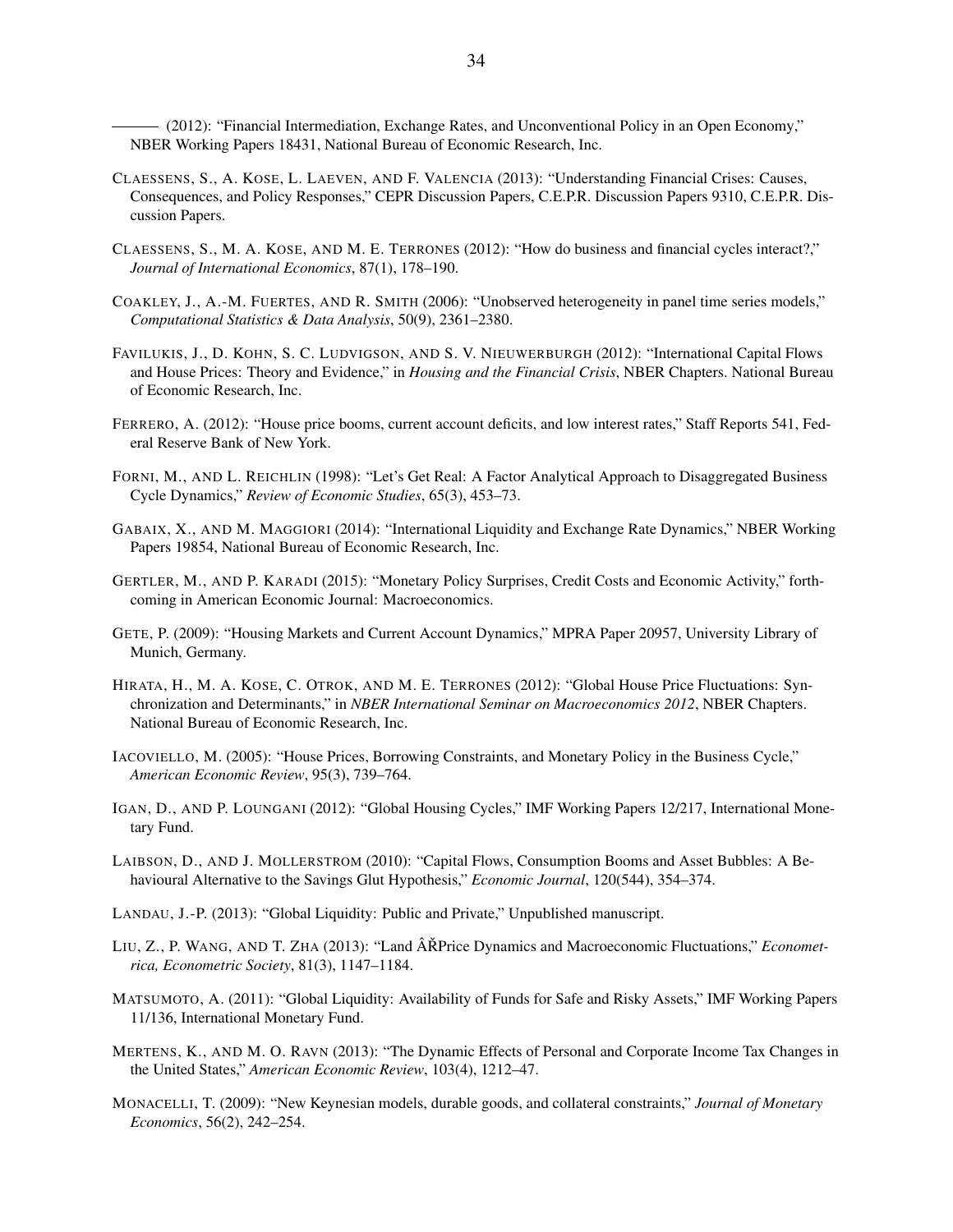——— (2012): "Financial Intermediation, Exchange Rates, and Unconventional Policy in an Open Economy," NBER Working Papers 18431, National Bureau of Economic Research, Inc.

Claessens, S., A. Kose, L. Laeven, and F. Valencia (2013): "Understanding Financial Crises: Causes, Consequences, and Policy Responses," CEPR Discussion Papers, C.E.P.R. Discussion Papers 9310, C.E.P.R. Discussion Papers.

Claessens, S., M. A. Kose, and M. E. Terrones (2012): "How do business and financial cycles interact?," *Journal of International Economics*, 87(1), 178–190.

Coakley, J., A.-M. Fuertes, and R. Smith (2006): "Unobserved heterogeneity in panel time series models," *Computational Statistics & Data Analysis*, 50(9), 2361–2380.

Favilukis, J., D. Kohn, S. C. Ludvigson, and S. V. Nieuwerburgh (2012): "International Capital Flows and House Prices: Theory and Evidence," in *Housing and the Financial Crisis*, NBER Chapters. National Bureau of Economic Research, Inc.

Ferrero, A. (2012): "House price booms, current account deficits, and low interest rates," Staff Reports 541, Federal Reserve Bank of New York.

Forni, M., and L. Reichlin (1998): "Let's Get Real: A Factor Analytical Approach to Disaggregated Business Cycle Dynamics," *Review of Economic Studies*, 65(3), 453–73.

Gabaix, X., and M. Maggiori (2014): "International Liquidity and Exchange Rate Dynamics," NBER Working Papers 19854, National Bureau of Economic Research, Inc.

Gertler, M., and P. Karadi (2015): "Monetary Policy Surprises, Credit Costs and Economic Activity," forthcoming in American Economic Journal: Macroeconomics.

Gete, P. (2009): "Housing Markets and Current Account Dynamics," MPRA Paper 20957, University Library of Munich, Germany.

Hirata, H., M. A. Kose, C. Otrok, and M. E. Terrones (2012): "Global House Price Fluctuations: Synchronization and Determinants," in *NBER International Seminar on Macroeconomics 2012*, NBER Chapters. National Bureau of Economic Research, Inc.

Iacoviello, M. (2005): "House Prices, Borrowing Constraints, and Monetary Policy in the Business Cycle," *American Economic Review*, 95(3), 739–764.

Igan, D., and P. Loungani (2012): "Global Housing Cycles," IMF Working Papers 12/217, International Monetary Fund.

Laibson, D., and J. Mollerstrom (2010): "Capital Flows, Consumption Booms and Asset Bubbles: A Behavioural Alternative to the Savings Glut Hypothesis," *Economic Journal*, 120(544), 354–374.

Landau, J.-P. (2013): "Global Liquidity: Public and Private," Unpublished manuscript.

Liu, Z., P. Wang, and T. Zha (2013): "Land ÂŘPrice Dynamics and Macroeconomic Fluctuations," *Econometrica, Econometric Society*, 81(3), 1147–1184.

Matsumoto, A. (2011): "Global Liquidity: Availability of Funds for Safe and Risky Assets," IMF Working Papers 11/136, International Monetary Fund.

Mertens, K., and M. O. Ravn (2013): "The Dynamic Effects of Personal and Corporate Income Tax Changes in the United States," *American Economic Review*, 103(4), 1212–47.

Monacelli, T. (2009): "New Keynesian models, durable goods, and collateral constraints," *Journal of Monetary Economics*, 56(2), 242–254.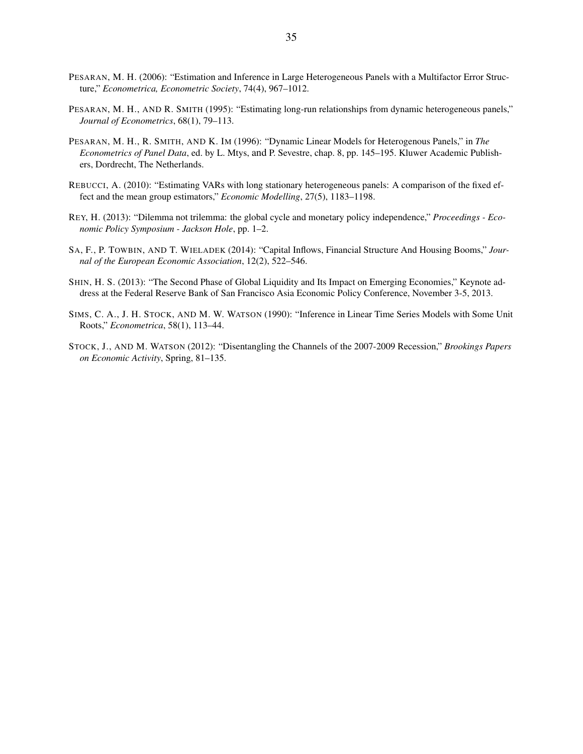PESARAN, M. H. (2006): "Estimation and Inference in Large Heterogeneous Panels with a Multifactor Error Structure," *Econometrica, Econometric Society*, 74(4), 967–1012.

PESARAN, M. H., AND R. SMITH (1995): "Estimating long-run relationships from dynamic heterogeneous panels," *Journal of Econometrics*, 68(1), 79–113.

PESARAN, M. H., R. SMITH, AND K. IM (1996): "Dynamic Linear Models for Heterogenous Panels," in *The Econometrics of Panel Data*, ed. by L. Mtys, and P. Sevestre, chap. 8, pp. 145–195. Kluwer Academic Publishers, Dordrecht, The Netherlands.

REBUCCI, A. (2010): "Estimating VARs with long stationary heterogeneous panels: A comparison of the fixed effect and the mean group estimators," *Economic Modelling*, 27(5), 1183–1198.

REY, H. (2013): "Dilemma not trilemma: the global cycle and monetary policy independence," *Proceedings - Economic Policy Symposium - Jackson Hole*, pp. 1–2.

SA, F., P. TOWBIN, AND T. WIELADEK (2014): "Capital Inflows, Financial Structure And Housing Booms," *Journal of the European Economic Association*, 12(2), 522–546.

SHIN, H. S. (2013): "The Second Phase of Global Liquidity and Its Impact on Emerging Economies," Keynote address at the Federal Reserve Bank of San Francisco Asia Economic Policy Conference, November 3-5, 2013.

SIMS, C. A., J. H. STOCK, AND M. W. WATSON (1990): "Inference in Linear Time Series Models with Some Unit Roots," *Econometrica*, 58(1), 113–44.

STOCK, J., AND M. WATSON (2012): "Disentangling the Channels of the 2007-2009 Recession," *Brookings Papers on Economic Activity*, Spring, 81–135.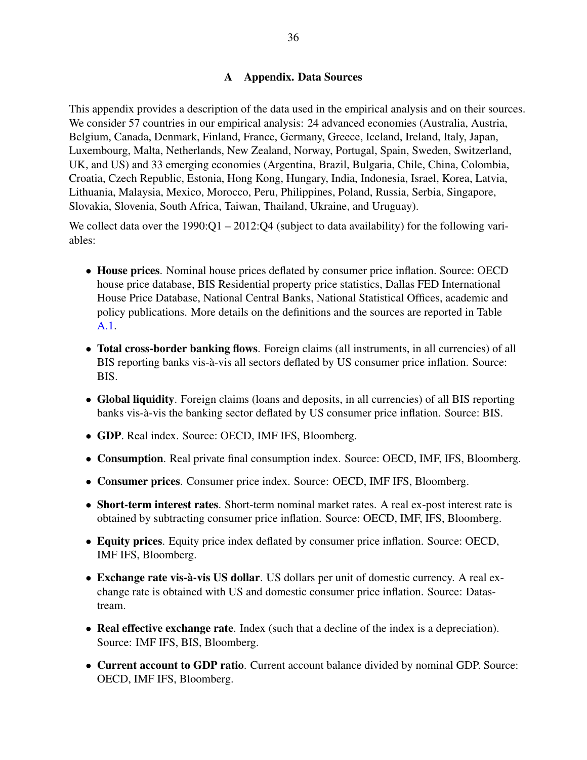# A Appendix. Data Sources

This appendix provides a description of the data used in the empirical analysis and on their sources. We consider 57 countries in our empirical analysis: 24 advanced economies (Australia, Austria, Belgium, Canada, Denmark, Finland, France, Germany, Greece, Iceland, Ireland, Italy, Japan, Luxembourg, Malta, Netherlands, New Zealand, Norway, Portugal, Spain, Sweden, Switzerland, UK, and US) and 33 emerging economies (Argentina, Brazil, Bulgaria, Chile, China, Colombia, Croatia, Czech Republic, Estonia, Hong Kong, Hungary, India, Indonesia, Israel, Korea, Latvia, Lithuania, Malaysia, Mexico, Morocco, Peru, Philippines, Poland, Russia, Serbia, Singapore, Slovakia, Slovenia, South Africa, Taiwan, Thailand, Ukraine, and Uruguay).

We collect data over the 1990:Q1 – 2012:Q4 (subject to data availability) for the following variables:

- **House prices**. Nominal house prices deflated by consumer price inflation. Source: OECD house price database, BIS Residential property price statistics, Dallas FED International House Price Database, National Central Banks, National Statistical Offices, academic and policy publications. More details on the definitions and the sources are reported in Table A.1.
- **Total cross-border banking flows**. Foreign claims (all instruments, in all currencies) of all BIS reporting banks vis-à-vis all sectors deflated by US consumer price inflation. Source: BIS.
- **Global liquidity**. Foreign claims (loans and deposits, in all currencies) of all BIS reporting banks vis-à-vis the banking sector deflated by US consumer price inflation. Source: BIS.
- **GDP**. Real index. Source: OECD, IMF IFS, Bloomberg.
- **Consumption**. Real private final consumption index. Source: OECD, IMF, IFS, Bloomberg.
- **Consumer prices**. Consumer price index. Source: OECD, IMF IFS, Bloomberg.
- **Short-term interest rates**. Short-term nominal market rates. A real ex-post interest rate is obtained by subtracting consumer price inflation. Source: OECD, IMF, IFS, Bloomberg.
- **Equity prices**. Equity price index deflated by consumer price inflation. Source: OECD, IMF IFS, Bloomberg.
- **Exchange rate vis-à-vis US dollar**. US dollars per unit of domestic currency. A real exchange rate is obtained with US and domestic consumer price inflation. Source: Datastream.
- **Real effective exchange rate**. Index (such that a decline of the index is a depreciation). Source: IMF IFS, BIS, Bloomberg.
- **Current account to GDP ratio**. Current account balance divided by nominal GDP. Source: OECD, IMF IFS, Bloomberg.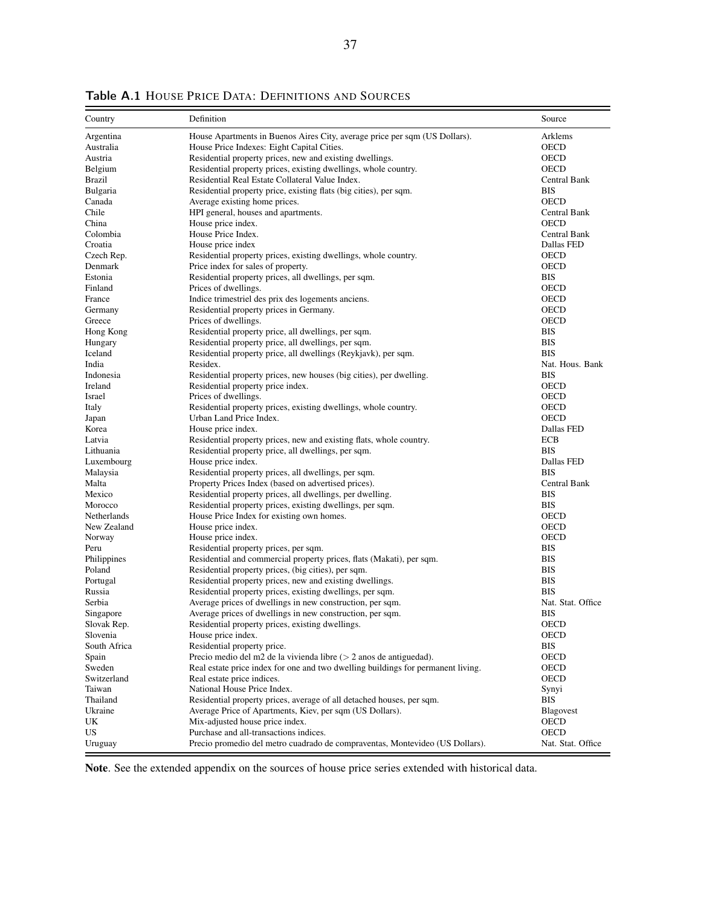**Table A.1** House Price Data: Definitions and Sources

| Country | Definition | Source |
|---|---|---|
| Argentina | House Apartments in Buenos Aires City, average price per sqm (US Dollars). | Arklems |
| Australia | House Price Indexes: Eight Capital Cities. | OECD |
| Austria | Residential property prices, new and existing dwellings. | OECD |
| Belgium | Residential property prices, existing dwellings, whole country. | OECD |
| Brazil | Residential Real Estate Collateral Value Index. | Central Bank |
| Bulgaria | Residential property price, existing flats (big cities), per sqm. | BIS |
| Canada | Average existing home prices. | OECD |
| Chile | HPI general, houses and apartments. | Central Bank |
| China | House price index. | OECD |
| Colombia | House Price Index. | Central Bank |
| Croatia | House price index | Dallas FED |
| Czech Rep. | Residential property prices, existing dwellings, whole country. | OECD |
| Denmark | Price index for sales of property. | OECD |
| Estonia | Residential property prices, all dwellings, per sqm. | BIS |
| Finland | Prices of dwellings. | OECD |
| France | Indice trimestriel des prix des logements anciens. | OECD |
| Germany | Residential property prices in Germany. | OECD |
| Greece | Prices of dwellings. | OECD |
| Hong Kong | Residential property price, all dwellings, per sqm. | BIS |
| Hungary | Residential property price, all dwellings, per sqm. | BIS |
| Iceland | Residential property price, all dwellings (Reykjavk), per sqm. | BIS |
| India | Residex. | Nat. Hous. Bank |
| Indonesia | Residential property prices, new houses (big cities), per dwelling. | BIS |
| Ireland | Residential property price index. | OECD |
| Israel | Prices of dwellings. | OECD |
| Italy | Residential property prices, existing dwellings, whole country. | OECD |
| Japan | Urban Land Price Index. | OECD |
| Korea | House price index. | Dallas FED |
| Latvia | Residential property prices, new and existing flats, whole country. | ECB |
| Lithuania | Residential property price, all dwellings, per sqm. | BIS |
| Luxembourg | House price index. | Dallas FED |
| Malaysia | Residential property prices, all dwellings, per sqm. | BIS |
| Malta | Property Prices Index (based on advertised prices). | Central Bank |
| Mexico | Residential property prices, all dwellings, per dwelling. | BIS |
| Morocco | Residential property prices, existing dwellings, per sqm. | BIS |
| Netherlands | House Price Index for existing own homes. | OECD |
| New Zealand | House price index. | OECD |
| Norway | House price index. | OECD |
| Peru | Residential property prices, per sqm. | BIS |
| Philippines | Residential and commercial property prices, flats (Makati), per sqm. | BIS |
| Poland | Residential property prices, (big cities), per sqm. | BIS |
| Portugal | Residential property prices, new and existing dwellings. | BIS |
| Russia | Residential property prices, existing dwellings, per sqm. | BIS |
| Serbia | Average prices of dwellings in new construction, per sqm. | Nat. Stat. Office |
| Singapore | Average prices of dwellings in new construction, per sqm. | BIS |
| Slovak Rep. | Residential property prices, existing dwellings. | OECD |
| Slovenia | House price index. | OECD |
| South Africa | Residential property price. | BIS |
| Spain | Precio medio del m2 de la vivienda libre (> 2 anos de antiguedad). | OECD |
| Sweden | Real estate price index for one and two dwelling buildings for permanent living. | OECD |
| Switzerland | Real estate price indices. | OECD |
| Taiwan | National House Price Index. | Synyi |
| Thailand | Residential property prices, average of all detached houses, per sqm. | BIS |
| Ukraine | Average Price of Apartments, Kiev, per sqm (US Dollars). | Blagovest |
| UK | Mix-adjusted house price index. | OECD |
| US | Purchase and all-transactions indices. | OECD |
| Uruguay | Precio promedio del metro cuadrado de compraventas, Montevideo (US Dollars). | Nat. Stat. Office |

**Note**. See the extended appendix on the sources of house price series extended with historical data.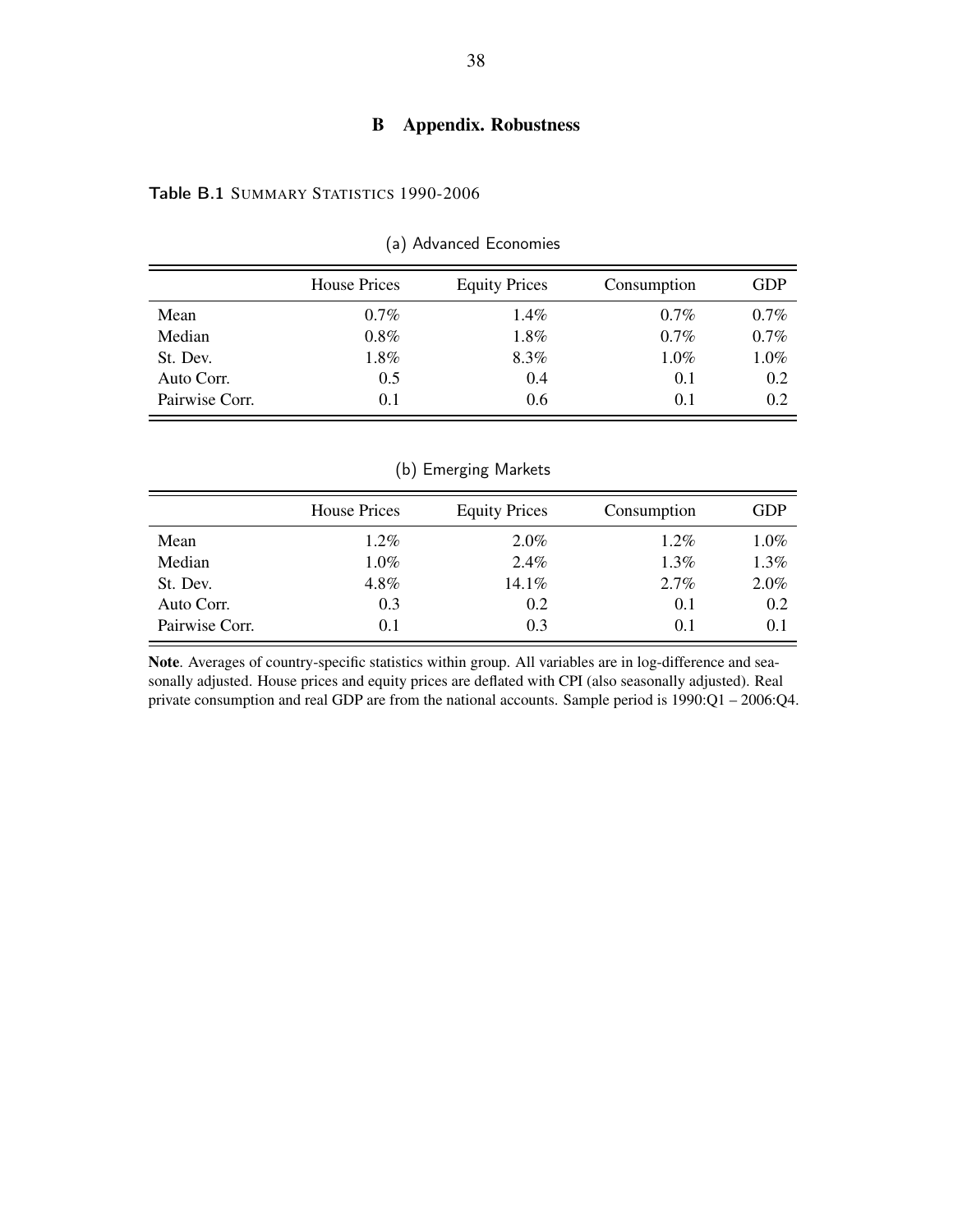# B Appendix. Robustness

**Table B.1** SUMMARY STATISTICS 1990-2006

(a) Advanced Economies

| | House Prices | Equity Prices | Consumption | GDP |
|---|---|---|---|---|
| Mean | 0.7% | 1.4% | 0.7% | 0.7% |
| Median | 0.8% | 1.8% | 0.7% | 0.7% |
| St. Dev. | 1.8% | 8.3% | 1.0% | 1.0% |
| Auto Corr. | 0.5 | 0.4 | 0.1 | 0.2 |
| Pairwise Corr. | 0.1 | 0.6 | 0.1 | 0.2 |

(b) Emerging Markets

| | House Prices | Equity Prices | Consumption | GDP |
|---|---|---|---|---|
| Mean | 1.2% | 2.0% | 1.2% | 1.0% |
| Median | 1.0% | 2.4% | 1.3% | 1.3% |
| St. Dev. | 4.8% | 14.1% | 2.7% | 2.0% |
| Auto Corr. | 0.3 | 0.2 | 0.1 | 0.2 |
| Pairwise Corr. | 0.1 | 0.3 | 0.1 | 0.1 |

**Note**. Averages of country-specific statistics within group. All variables are in log-difference and seasonally adjusted. House prices and equity prices are deflated with CPI (also seasonally adjusted). Real private consumption and real GDP are from the national accounts. Sample period is 1990:Q1 – 2006:Q4.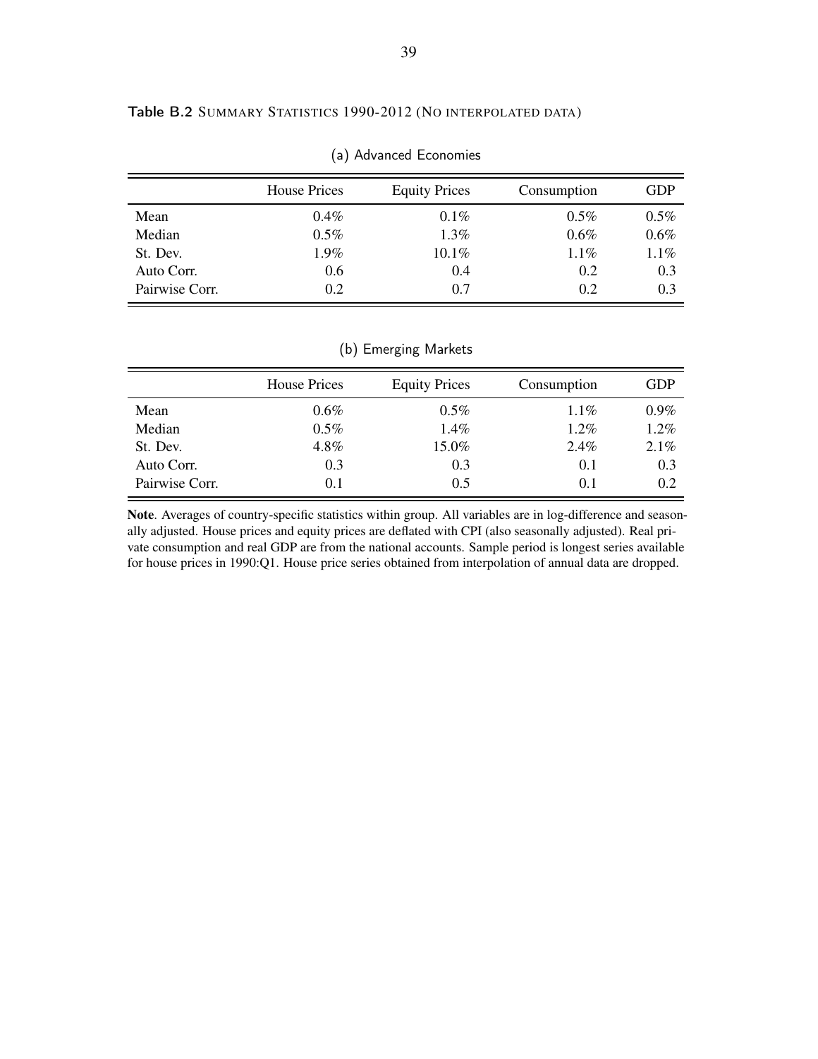**Table B.2** SUMMARY STATISTICS 1990-2012 (NO INTERPOLATED DATA)

(a) Advanced Economies

| | House Prices | Equity Prices | Consumption | GDP |
|---|---|---|---|---|
| Mean | 0.4% | 0.1% | 0.5% | 0.5% |
| Median | 0.5% | 1.3% | 0.6% | 0.6% |
| St. Dev. | 1.9% | 10.1% | 1.1% | 1.1% |
| Auto Corr. | 0.6 | 0.4 | 0.2 | 0.3 |
| Pairwise Corr. | 0.2 | 0.7 | 0.2 | 0.3 |

(b) Emerging Markets

| | House Prices | Equity Prices | Consumption | GDP |
|---|---|---|---|---|
| Mean | 0.6% | 0.5% | 1.1% | 0.9% |
| Median | 0.5% | 1.4% | 1.2% | 1.2% |
| St. Dev. | 4.8% | 15.0% | 2.4% | 2.1% |
| Auto Corr. | 0.3 | 0.3 | 0.1 | 0.3 |
| Pairwise Corr. | 0.1 | 0.5 | 0.1 | 0.2 |

**Note**. Averages of country-specific statistics within group. All variables are in log-difference and seasonally adjusted. House prices and equity prices are deflated with CPI (also seasonally adjusted). Real private consumption and real GDP are from the national accounts. Sample period is longest series available for house prices in 1990:Q1. House price series obtained from interpolation of annual data are dropped.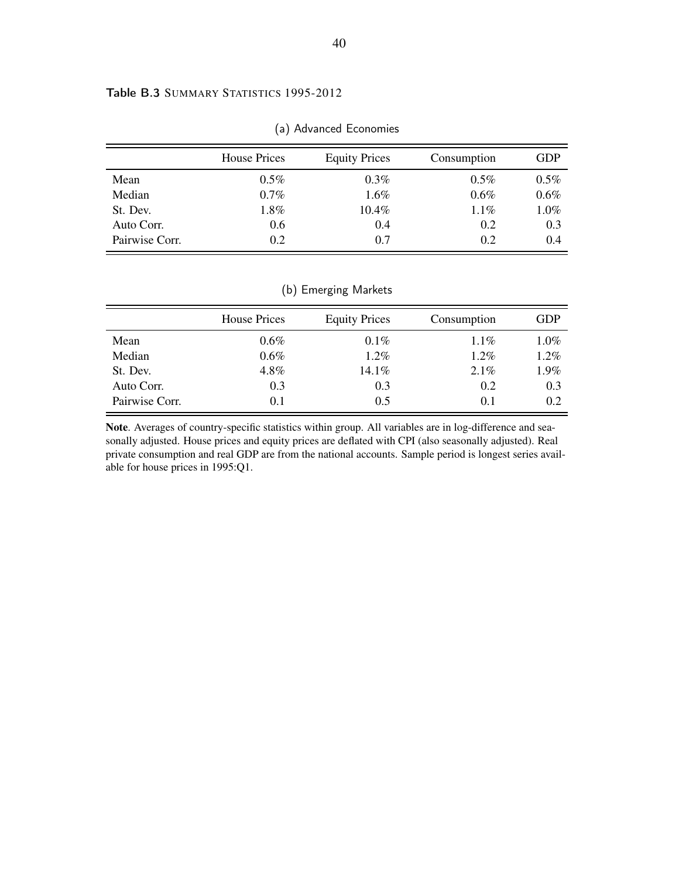**Table B.3** Summary Statistics 1995-2012

(a) Advanced Economies

| | House Prices | Equity Prices | Consumption | GDP |
|---|---|---|---|---|
| Mean | 0.5% | 0.3% | 0.5% | 0.5% |
| Median | 0.7% | 1.6% | 0.6% | 0.6% |
| St. Dev. | 1.8% | 10.4% | 1.1% | 1.0% |
| Auto Corr. | 0.6 | 0.4 | 0.2 | 0.3 |
| Pairwise Corr. | 0.2 | 0.7 | 0.2 | 0.4 |

(b) Emerging Markets

| | House Prices | Equity Prices | Consumption | GDP |
|---|---|---|---|---|
| Mean | 0.6% | 0.1% | 1.1% | 1.0% |
| Median | 0.6% | 1.2% | 1.2% | 1.2% |
| St. Dev. | 4.8% | 14.1% | 2.1% | 1.9% |
| Auto Corr. | 0.3 | 0.3 | 0.2 | 0.3 |
| Pairwise Corr. | 0.1 | 0.5 | 0.1 | 0.2 |

**Note**. Averages of country-specific statistics within group. All variables are in log-difference and seasonally adjusted. House prices and equity prices are deflated with CPI (also seasonally adjusted). Real private consumption and real GDP are from the national accounts. Sample period is longest series available for house prices in 1995:Q1.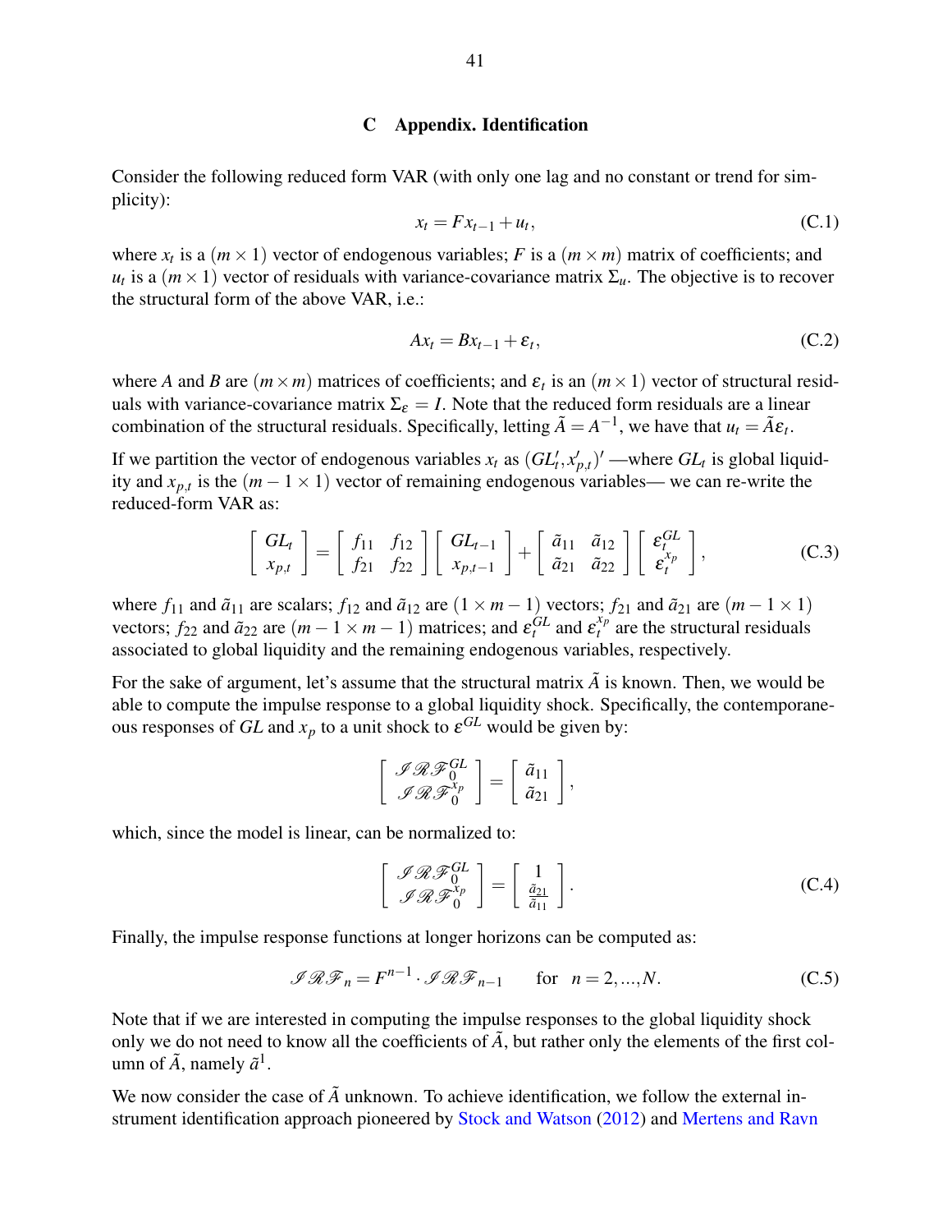## C Appendix. Identification

Consider the following reduced form VAR (with only one lag and no constant or trend for simplicity):

$$x_t = Fx_{t-1} + u_t, \tag{C.1}$$

where $x_t$ is a $(m \times 1)$ vector of endogenous variables; $F$ is a $(m \times m)$ matrix of coefficients; and $u_t$ is a $(m \times 1)$ vector of residuals with variance-covariance matrix $\Sigma_u$. The objective is to recover the structural form of the above VAR, i.e.:

$$Ax_t = Bx_{t-1} + \varepsilon_t, \tag{C.2}$$

where $A$ and $B$ are $(m \times m)$ matrices of coefficients; and $\varepsilon_t$ is an $(m \times 1)$ vector of structural residuals with variance-covariance matrix $\Sigma_\varepsilon = I$. Note that the reduced form residuals are a linear combination of the structural residuals. Specifically, letting $\tilde{A} = A^{-1}$, we have that $u_t = \tilde{A}\varepsilon_t$.

If we partition the vector of endogenous variables $x_t$ as $(GL_t', x_{p,t}')'$ —where $GL_t$ is global liquidity and $x_{p,t}$ is the $(m-1 \times 1)$ vector of remaining endogenous variables— we can re-write the reduced-form VAR as:

$$\begin{bmatrix} GL_t \\ x_{p,t} \end{bmatrix} = \begin{bmatrix} f_{11} & f_{12} \\ f_{21} & f_{22} \end{bmatrix} \begin{bmatrix} GL_{t-1} \\ x_{p,t-1} \end{bmatrix} + \begin{bmatrix} \tilde{a}_{11} & \tilde{a}_{12} \\ \tilde{a}_{21} & \tilde{a}_{22} \end{bmatrix} \begin{bmatrix} \varepsilon_t^{GL} \\ \varepsilon_t^{x_p} \end{bmatrix}, \tag{C.3}$$

where $f_{11}$ and $\tilde{a}_{11}$ are scalars; $f_{12}$ and $\tilde{a}_{12}$ are $(1 \times m-1)$ vectors; $f_{21}$ and $\tilde{a}_{21}$ are $(m-1 \times 1)$ vectors; $f_{22}$ and $\tilde{a}_{22}$ are $(m-1 \times m-1)$ matrices; and $\varepsilon_t^{GL}$ and $\varepsilon_t^{x_p}$ are the structural residuals associated to global liquidity and the remaining endogenous variables, respectively.

For the sake of argument, let's assume that the structural matrix $\tilde{A}$ is known. Then, we would be able to compute the impulse response to a global liquidity shock. Specifically, the contemporaneous responses of $GL$ and $x_p$ to a unit shock to $\varepsilon^{GL}$ would be given by:

$$\begin{bmatrix} \mathscr{IRF}_0^{GL} \\ \mathscr{IRF}_0^{x_p} \end{bmatrix} = \begin{bmatrix} \tilde{a}_{11} \\ \tilde{a}_{21} \end{bmatrix},$$

which, since the model is linear, can be normalized to:

$$\begin{bmatrix} \mathscr{IRF}_0^{GL} \\ \mathscr{IRF}_0^{x_p} \end{bmatrix} = \begin{bmatrix} 1 \\ \frac{\tilde{a}_{21}}{\tilde{a}_{11}} \end{bmatrix}. \tag{C.4}$$

Finally, the impulse response functions at longer horizons can be computed as:

$$\mathscr{IRF}_n = F^{n-1} \cdot \mathscr{IRF}_{n-1} \qquad \text{for} \quad n = 2, ..., N. \tag{C.5}$$

Note that if we are interested in computing the impulse responses to the global liquidity shock only we do not need to know all the coefficients of $\tilde{A}$, but rather only the elements of the first column of $\tilde{A}$, namely $\tilde{a}^1$.

We now consider the case of $\tilde{A}$ unknown. To achieve identification, we follow the external instrument identification approach pioneered by Stock and Watson (2012) and Mertens and Ravn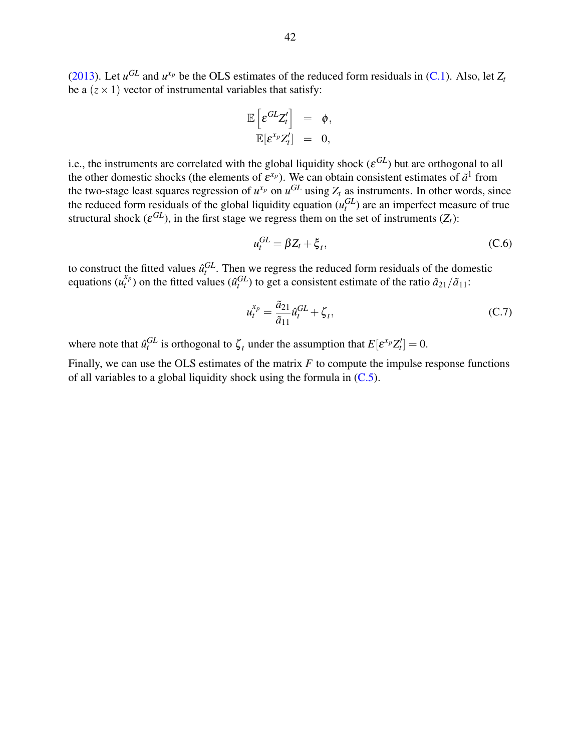(2013). Let $u^{GL}$ and $u^{x_p}$ be the OLS estimates of the reduced form residuals in (C.1). Also, let $Z_t$ be a $(z \times 1)$ vector of instrumental variables that satisfy:

$$
\begin{aligned}
\mathbb{E}\left[\varepsilon^{GL} Z_t'\right] &= \phi, \\
\mathbb{E}[\varepsilon^{x_p} Z_t'] &= 0,
\end{aligned}
$$

i.e., the instruments are correlated with the global liquidity shock ($\varepsilon^{GL}$) but are orthogonal to all the other domestic shocks (the elements of $\varepsilon^{x_p}$). We can obtain consistent estimates of $\tilde{a}^1$ from the two-stage least squares regression of $u^{x_p}$ on $u^{GL}$ using $Z_t$ as instruments. In other words, since the reduced form residuals of the global liquidity equation ($u_t^{GL}$) are an imperfect measure of true structural shock ($\varepsilon^{GL}$), in the first stage we regress them on the set of instruments ($Z_t$):

$$
u_t^{GL} = \beta Z_t + \xi_t, \tag{C.6}
$$

to construct the fitted values $\hat{u}_t^{GL}$. Then we regress the reduced form residuals of the domestic equations ($u_t^{x_p}$) on the fitted values ($\hat{u}_t^{GL}$) to get a consistent estimate of the ratio $\tilde{a}_{21}/\tilde{a}_{11}$:

$$
u_t^{x_p} = \frac{\tilde{a}_{21}}{\tilde{a}_{11}} \hat{u}_t^{GL} + \zeta_t, \tag{C.7}
$$

where note that $\hat{u}_t^{GL}$ is orthogonal to $\zeta_t$ under the assumption that $E[\varepsilon^{x_p} Z_t'] = 0$.

Finally, we can use the OLS estimates of the matrix $F$ to compute the impulse response functions of all variables to a global liquidity shock using the formula in (C.5).